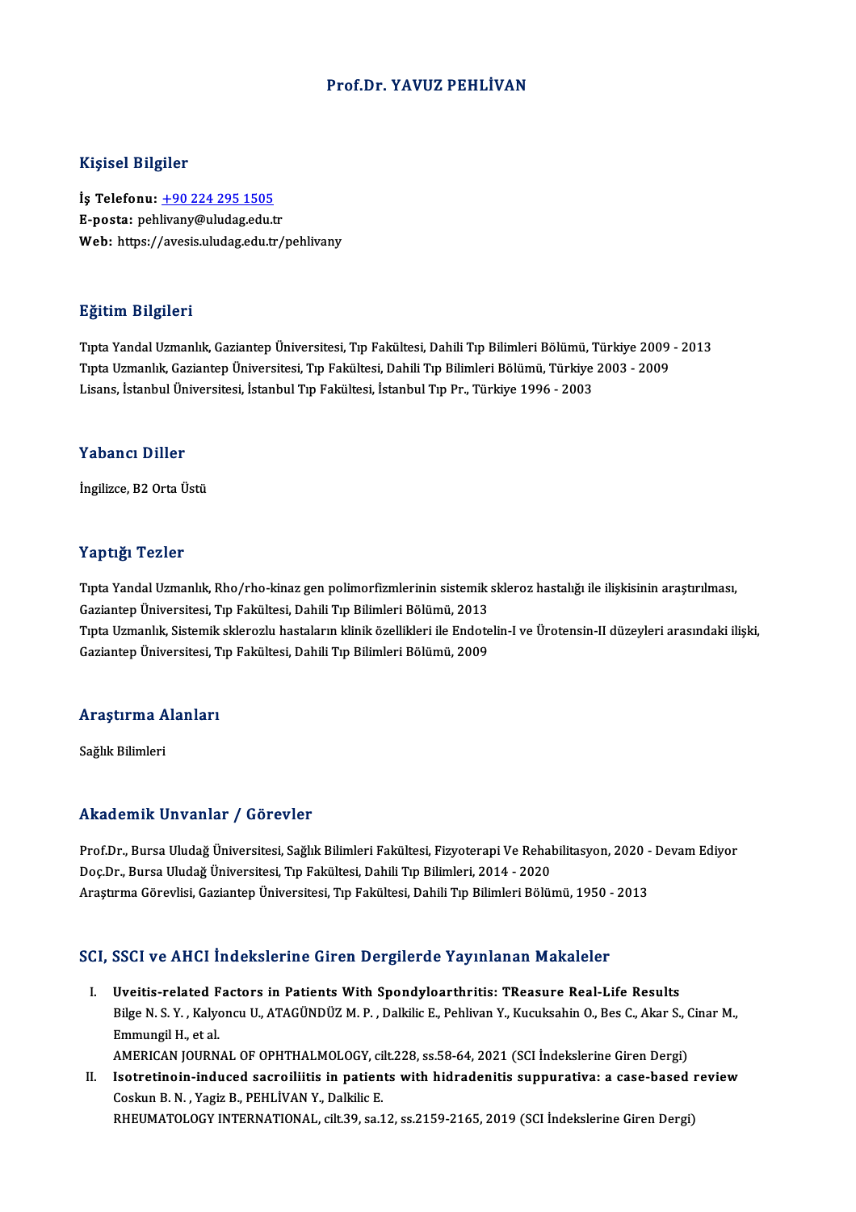# Prof.Dr. YAVUZ PEHLİVAN

## Kişisel Bilgiler

**İş Telefonu:** +90 224 295 1505
**E-posta:** pehlivany@uludag.edu.tr
**Web:** https://avesis.uludag.edu.tr/pehlivany

## Eğitim Bilgileri

Tıpta Yandal Uzmanlık, Gaziantep Üniversitesi, Tıp Fakültesi, Dahili Tıp Bilimleri Bölümü, Türkiye 2009 - 2013
Tıpta Uzmanlık, Gaziantep Üniversitesi, Tıp Fakültesi, Dahili Tıp Bilimleri Bölümü, Türkiye 2003 - 2009
Lisans, İstanbul Üniversitesi, İstanbul Tıp Fakültesi, İstanbul Tıp Pr., Türkiye 1996 - 2003

## Yabancı Diller

İngilizce, B2 Orta Üstü

## Yaptığı Tezler

Tıpta Yandal Uzmanlık, Rho/rho-kinaz gen polimorfizmlerinin sistemik skleroz hastalığı ile ilişkisinin araştırılması, Gaziantep Üniversitesi, Tıp Fakültesi, Dahili Tıp Bilimleri Bölümü, 2013
Tıpta Uzmanlık, Sistemik sklerozlu hastaların klinik özellikleri ile Endotelin-I ve Ürotensin-II düzeyleri arasındaki ilişki, Gaziantep Üniversitesi, Tıp Fakültesi, Dahili Tıp Bilimleri Bölümü, 2009

## Araştırma Alanları

Sağlık Bilimleri

## Akademik Unvanlar / Görevler

Prof.Dr., Bursa Uludağ Üniversitesi, Sağlık Bilimleri Fakültesi, Fizyoterapi Ve Rehabilitasyon, 2020 - Devam Ediyor
Doç.Dr., Bursa Uludağ Üniversitesi, Tıp Fakültesi, Dahili Tıp Bilimleri, 2014 - 2020
Araştırma Görevlisi, Gaziantep Üniversitesi, Tıp Fakültesi, Dahili Tıp Bilimleri Bölümü, 1950 - 2013

## SCI, SSCI ve AHCI İndekslerine Giren Dergilerde Yayınlanan Makaleler

I. **Uveitis-related Factors in Patients With Spondyloarthritis: TReasure Real-Life Results**
Bilge N. S. Y. , Kalyoncu U., ATAGÜNDÜZ M. P. , Dalkilic E., Pehlivan Y., Kucuksahin O., Bes C., Akar S., Cinar M., Emmungil H., et al.
AMERICAN JOURNAL OF OPHTHALMOLOGY, cilt.228, ss.58-64, 2021 (SCI İndekslerine Giren Dergi)

II. **Isotretinoin-induced sacroiliitis in patients with hidradenitis suppurativa: a case-based review**
Coskun B. N. , Yagiz B., PEHLİVAN Y., Dalkilic E.
RHEUMATOLOGY INTERNATIONAL, cilt.39, sa.12, ss.2159-2165, 2019 (SCI İndekslerine Giren Dergi)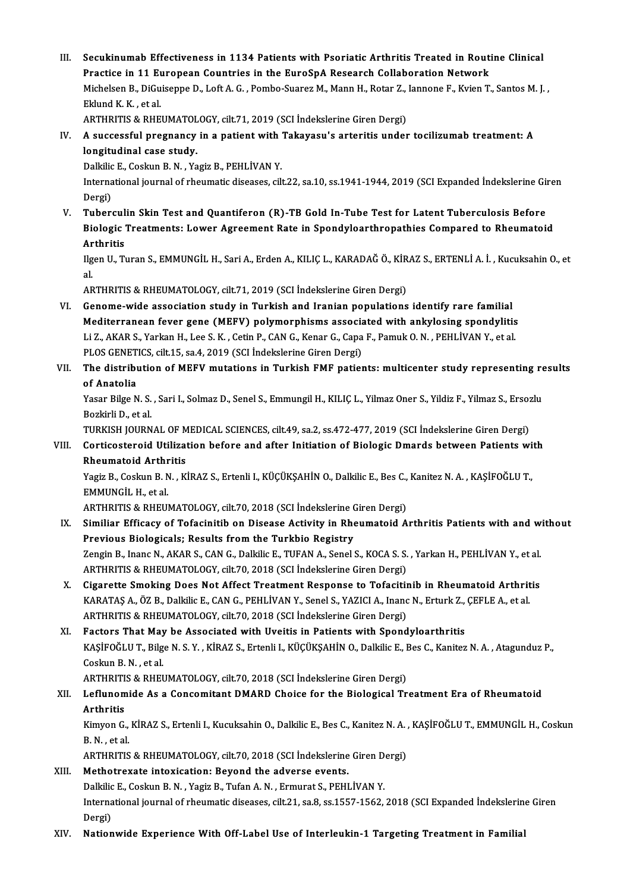III. **Secukinumab Effectiveness in 1134 Patients with Psoriatic Arthritis Treated in Routine Clinical Practice in 11 European Countries in the EuroSpA Research Collaboration Network**
Michelsen B., DiGuiseppe D., Loft A. G. , Pombo-Suarez M., Mann H., Rotar Z., Iannone F., Kvien T., Santos M. J. , Eklund K. K. , et al.
ARTHRITIS & RHEUMATOLOGY, cilt.71, 2019 (SCI İndekslerine Giren Dergi)

IV. **A successful pregnancy in a patient with Takayasu's arteritis under tocilizumab treatment: A longitudinal case study.**
Dalkilic E., Coskun B. N. , Yagiz B., PEHLİVAN Y.
International journal of rheumatic diseases, cilt.22, sa.10, ss.1941-1944, 2019 (SCI Expanded İndekslerine Giren Dergi)

V. **Tuberculin Skin Test and Quantiferon (R)-TB Gold In-Tube Test for Latent Tuberculosis Before Biologic Treatments: Lower Agreement Rate in Spondyloarthropathies Compared to Rheumatoid Arthritis**
Ilgen U., Turan S., EMMUNGİL H., Sari A., Erden A., KILIÇ L., KARADAĞ Ö., KİRAZ S., ERTENLİ A. İ. , Kucuksahin O., et al.
ARTHRITIS & RHEUMATOLOGY, cilt.71, 2019 (SCI İndekslerine Giren Dergi)

VI. **Genome-wide association study in Turkish and Iranian populations identify rare familial Mediterranean fever gene (MEFV) polymorphisms associated with ankylosing spondylitis**
Li Z., AKAR S., Yarkan H., Lee S. K. , Cetin P., CAN G., Kenar G., Capa F., Pamuk O. N. , PEHLİVAN Y., et al.
PLOS GENETICS, cilt.15, sa.4, 2019 (SCI İndekslerine Giren Dergi)

VII. **The distribution of MEFV mutations in Turkish FMF patients: multicenter study representing results of Anatolia**
Yasar Bilge N. S. , Sari I., Solmaz D., Senel S., Emmungil H., KILIÇ L., Yilmaz Oner S., Yildiz F., Yilmaz S., Ersozlu Bozkirli D., et al.
TURKISH JOURNAL OF MEDICAL SCIENCES, cilt.49, sa.2, ss.472-477, 2019 (SCI İndekslerine Giren Dergi)

VIII. **Corticosteroid Utilization before and after Initiation of Biologic Dmards between Patients with Rheumatoid Arthritis**
Yagiz B., Coskun B. N. , KİRAZ S., Ertenli I., KÜÇÜKŞAHİN O., Dalkilic E., Bes C., Kanitez N. A. , KAŞİFOĞLU T., EMMUNGİL H., et al.
ARTHRITIS & RHEUMATOLOGY, cilt.70, 2018 (SCI İndekslerine Giren Dergi)

IX. **Similiar Efficacy of Tofacinitib on Disease Activity in Rheumatoid Arthritis Patients with and without Previous Biologicals; Results from the Turkbio Registry**
Zengin B., Inanc N., AKAR S., CAN G., Dalkilic E., TUFAN A., Senel S., KOCA S. S. , Yarkan H., PEHLİVAN Y., et al.
ARTHRITIS & RHEUMATOLOGY, cilt.70, 2018 (SCI İndekslerine Giren Dergi)

X. **Cigarette Smoking Does Not Affect Treatment Response to Tofacitinib in Rheumatoid Arthritis**
KARATAŞ A., ÖZ B., Dalkilic E., CAN G., PEHLİVAN Y., Senel S., YAZICI A., Inanc N., Erturk Z., ÇEFLE A., et al.
ARTHRITIS & RHEUMATOLOGY, cilt.70, 2018 (SCI İndekslerine Giren Dergi)

XI. **Factors That May be Associated with Uveitis in Patients with Spondyloarthritis**
KAŞİFOĞLU T., Bilge N. S. Y. , KİRAZ S., Ertenli I., KÜÇÜKŞAHİN O., Dalkilic E., Bes C., Kanitez N. A. , Atagunduz P., Coskun B. N. , et al.
ARTHRITIS & RHEUMATOLOGY, cilt.70, 2018 (SCI İndekslerine Giren Dergi)

XII. **Leflunomide As a Concomitant DMARD Choice for the Biological Treatment Era of Rheumatoid Arthritis**
Kimyon G., KİRAZ S., Ertenli I., Kucuksahin O., Dalkilic E., Bes C., Kanitez N. A. , KAŞİFOĞLU T., EMMUNGİL H., Coskun B. N. , et al.
ARTHRITIS & RHEUMATOLOGY, cilt.70, 2018 (SCI İndekslerine Giren Dergi)

XIII. **Methotrexate intoxication: Beyond the adverse events.**
Dalkilic E., Coskun B. N. , Yagiz B., Tufan A. N. , Ermurat S., PEHLİVAN Y.
International journal of rheumatic diseases, cilt.21, sa.8, ss.1557-1562, 2018 (SCI Expanded İndekslerine Giren Dergi)

XIV. **Nationwide Experience With Off-Label Use of Interleukin-1 Targeting Treatment in Familial**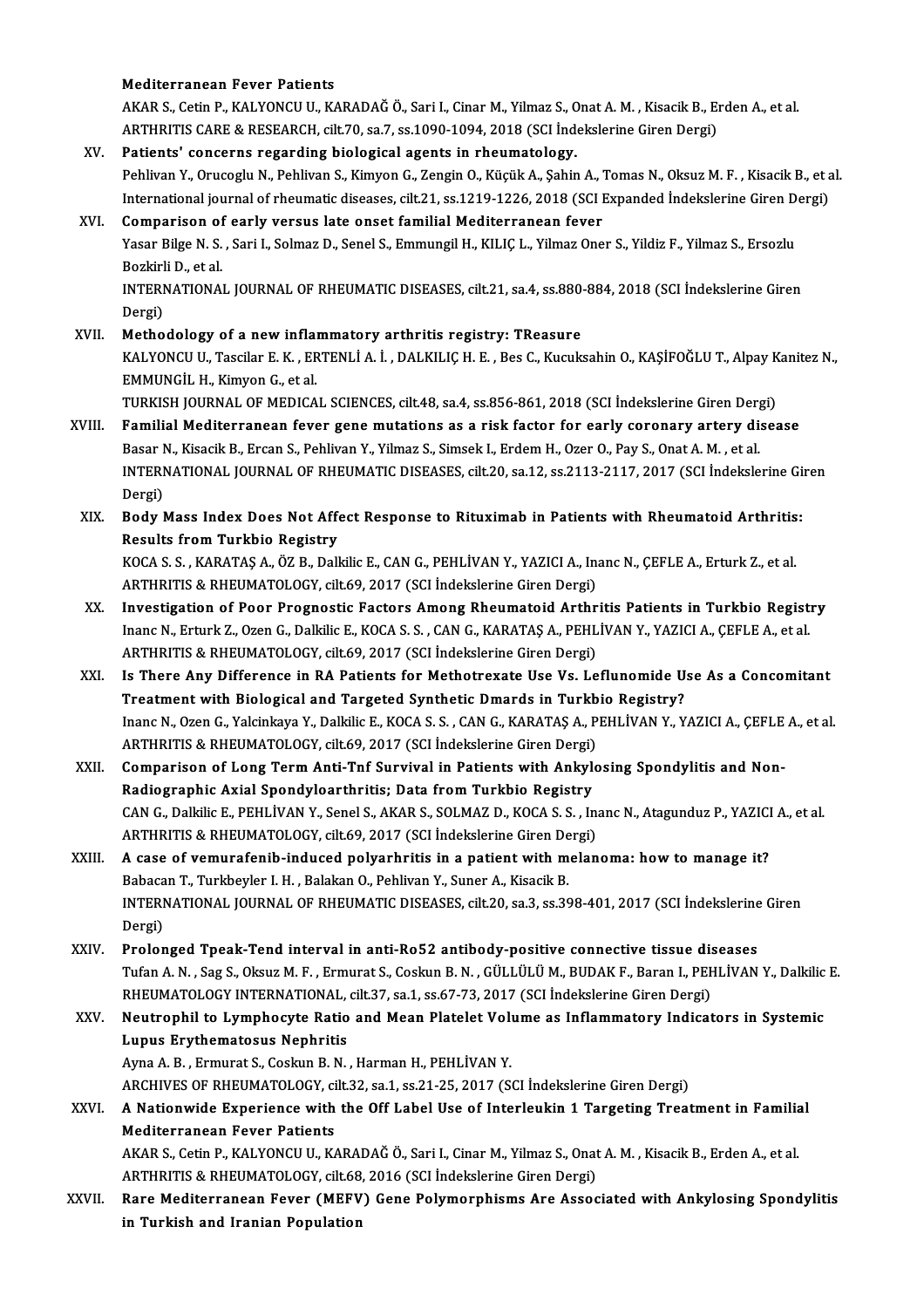**Mediterranean Fever Patients**
AKAR S., Cetin P., KALYONCU U., KARADAĞ Ö., Sari I., Cinar M., Yilmaz S., Onat A. M. , Kisacik B., Erden A., et al.
ARTHRITIS CARE & RESEARCH, cilt.70, sa.7, ss.1090-1094, 2018 (SCI İndekslerine Giren Dergi)

XV. **Patients' concerns regarding biological agents in rheumatology.**
Pehlivan Y., Orucoglu N., Pehlivan S., Kimyon G., Zengin O., Küçük A., Şahin A., Tomas N., Oksuz M. F. , Kisacik B., et al.
International journal of rheumatic diseases, cilt.21, ss.1219-1226, 2018 (SCI Expanded İndekslerine Giren Dergi)

XVI. **Comparison of early versus late onset familial Mediterranean fever**
Yasar Bilge N. S. , Sari I., Solmaz D., Senel S., Emmungil H., KILIÇ L., Yilmaz Oner S., Yildiz F., Yilmaz S., Ersozlu Bozkirli D., et al.
INTERNATIONAL JOURNAL OF RHEUMATIC DISEASES, cilt.21, sa.4, ss.880-884, 2018 (SCI İndekslerine Giren Dergi)

XVII. **Methodology of a new inflammatory arthritis registry: TReasure**
KALYONCU U., Tascilar E. K. , ERTENLİ A. İ. , DALKILIÇ H. E. , Bes C., Kucuksahin O., KAŞİFOĞLU T., Alpay Kanitez N., EMMUNGİL H., Kimyon G., et al.
TURKISH JOURNAL OF MEDICAL SCIENCES, cilt.48, sa.4, ss.856-861, 2018 (SCI İndekslerine Giren Dergi)

XVIII. **Familial Mediterranean fever gene mutations as a risk factor for early coronary artery disease**
Basar N., Kisacik B., Ercan S., Pehlivan Y., Yilmaz S., Simsek I., Erdem H., Ozer O., Pay S., Onat A. M. , et al.
INTERNATIONAL JOURNAL OF RHEUMATIC DISEASES, cilt.20, sa.12, ss.2113-2117, 2017 (SCI İndekslerine Giren Dergi)

XIX. **Body Mass Index Does Not Affect Response to Rituximab in Patients with Rheumatoid Arthritis: Results from Turkbio Registry**
KOCA S. S. , KARATAŞ A., ÖZ B., Dalkilic E., CAN G., PEHLİVAN Y., YAZICI A., Inanc N., ÇEFLE A., Erturk Z., et al.
ARTHRITIS & RHEUMATOLOGY, cilt.69, 2017 (SCI İndekslerine Giren Dergi)

XX. **Investigation of Poor Prognostic Factors Among Rheumatoid Arthritis Patients in Turkbio Registry**
Inanc N., Erturk Z., Ozen G., Dalkilic E., KOCA S. S. , CAN G., KARATAŞ A., PEHLİVAN Y., YAZICI A., ÇEFLE A., et al.
ARTHRITIS & RHEUMATOLOGY, cilt.69, 2017 (SCI İndekslerine Giren Dergi)

XXI. **Is There Any Difference in RA Patients for Methotrexate Use Vs. Leflunomide Use As a Concomitant Treatment with Biological and Targeted Synthetic Dmards in Turkbio Registry?**
Inanc N., Ozen G., Yalcinkaya Y., Dalkilic E., KOCA S. S. , CAN G., KARATAŞ A., PEHLİVAN Y., YAZICI A., ÇEFLE A., et al.
ARTHRITIS & RHEUMATOLOGY, cilt.69, 2017 (SCI İndekslerine Giren Dergi)

XXII. **Comparison of Long Term Anti-Tnf Survival in Patients with Ankylosing Spondylitis and Non-Radiographic Axial Spondyloarthritis; Data from Turkbio Registry**
CAN G., Dalkilic E., PEHLİVAN Y., Senel S., AKAR S., SOLMAZ D., KOCA S. S. , Inanc N., Atagunduz P., YAZICI A., et al.
ARTHRITIS & RHEUMATOLOGY, cilt.69, 2017 (SCI İndekslerine Giren Dergi)

XXIII. **A case of vemurafenib-induced polyarhritis in a patient with melanoma: how to manage it?**
Babacan T., Turkbeyler I. H. , Balakan O., Pehlivan Y., Suner A., Kisacik B.
INTERNATIONAL JOURNAL OF RHEUMATIC DISEASES, cilt.20, sa.3, ss.398-401, 2017 (SCI İndekslerine Giren Dergi)

XXIV. **Prolonged Tpeak-Tend interval in anti-Ro52 antibody-positive connective tissue diseases**
Tufan A. N. , Sag S., Oksuz M. F. , Ermurat S., Coskun B. N. , GÜLLÜLÜ M., BUDAK F., Baran I., PEHLİVAN Y., Dalkilic E.
RHEUMATOLOGY INTERNATIONAL, cilt.37, sa.1, ss.67-73, 2017 (SCI İndekslerine Giren Dergi)

XXV. **Neutrophil to Lymphocyte Ratio and Mean Platelet Volume as Inflammatory Indicators in Systemic Lupus Erythematosus Nephritis**
Ayna A. B. , Ermurat S., Coskun B. N. , Harman H., PEHLİVAN Y.
ARCHIVES OF RHEUMATOLOGY, cilt.32, sa.1, ss.21-25, 2017 (SCI İndekslerine Giren Dergi)

XXVI. **A Nationwide Experience with the Off Label Use of Interleukin 1 Targeting Treatment in Familial Mediterranean Fever Patients**
AKAR S., Cetin P., KALYONCU U., KARADAĞ Ö., Sari I., Cinar M., Yilmaz S., Onat A. M. , Kisacik B., Erden A., et al.
ARTHRITIS & RHEUMATOLOGY, cilt.68, 2016 (SCI İndekslerine Giren Dergi)

XXVII. **Rare Mediterranean Fever (MEFV) Gene Polymorphisms Are Associated with Ankylosing Spondylitis in Turkish and Iranian Population**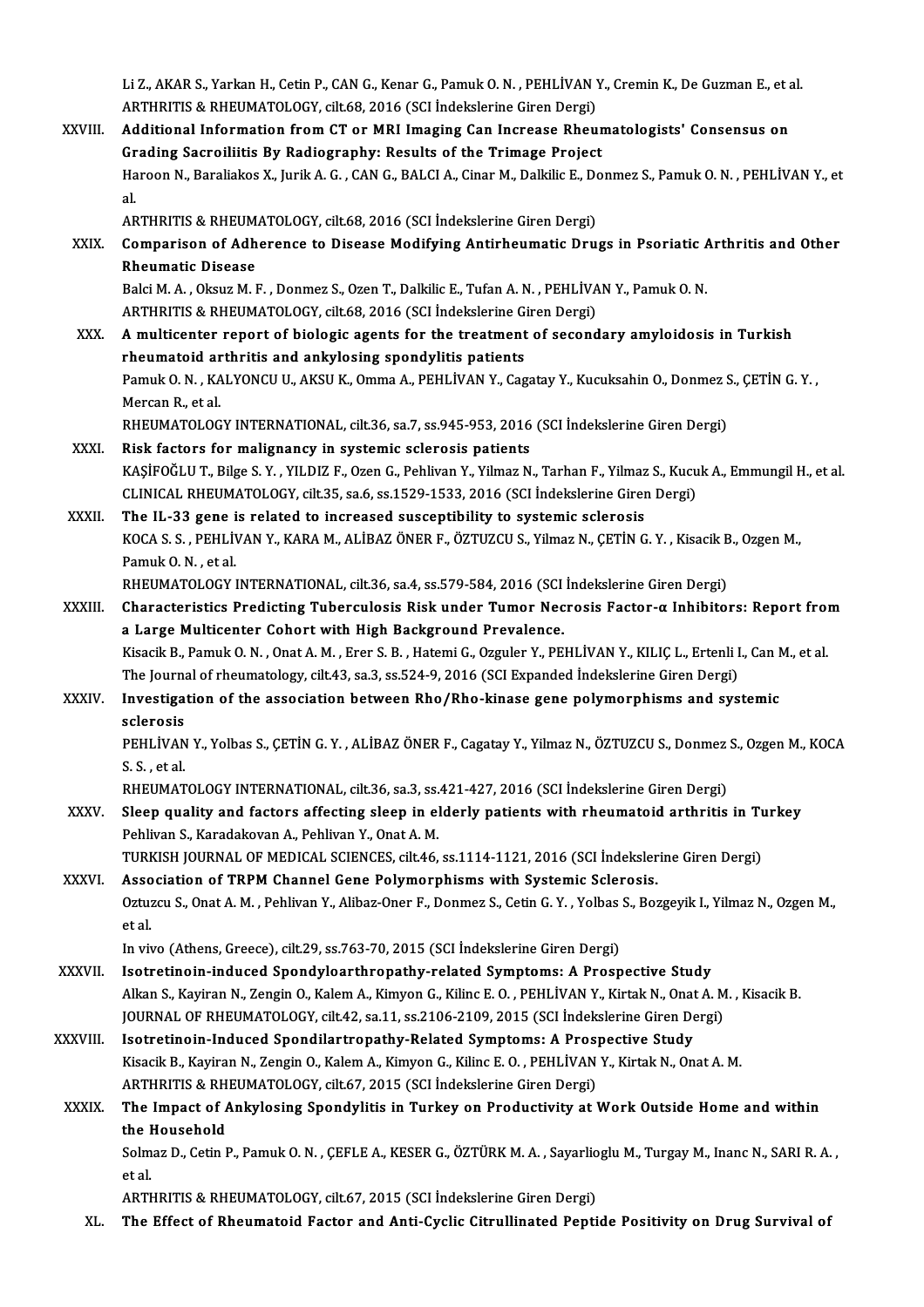Li Z., AKAR S., Yarkan H., Cetin P., CAN G., Kenar G., Pamuk O. N. , PEHLİVAN Y., Cremin K., De Guzman E., et al.
ARTHRITIS & RHEUMATOLOGY, cilt.68, 2016 (SCI İndekslerine Giren Dergi)

XXVIII. **Additional Information from CT or MRI Imaging Can Increase Rheumatologists' Consensus on Grading Sacroiliitis By Radiography: Results of the Trimage Project**
Haroon N., Baraliakos X., Jurik A. G. , CAN G., BALCI A., Cinar M., Dalkilic E., Donmez S., Pamuk O. N. , PEHLİVAN Y., et al.
ARTHRITIS & RHEUMATOLOGY, cilt.68, 2016 (SCI İndekslerine Giren Dergi)

XXIX. **Comparison of Adherence to Disease Modifying Antirheumatic Drugs in Psoriatic Arthritis and Other Rheumatic Disease**
Balci M. A. , Oksuz M. F. , Donmez S., Ozen T., Dalkilic E., Tufan A. N. , PEHLİVAN Y., Pamuk O. N.
ARTHRITIS & RHEUMATOLOGY, cilt.68, 2016 (SCI İndekslerine Giren Dergi)

XXX. **A multicenter report of biologic agents for the treatment of secondary amyloidosis in Turkish rheumatoid arthritis and ankylosing spondylitis patients**
Pamuk O. N. , KALYONCU U., AKSU K., Omma A., PEHLİVAN Y., Cagatay Y., Kucuksahin O., Donmez S., ÇETİN G. Y. , Mercan R., et al.
RHEUMATOLOGY INTERNATIONAL, cilt.36, sa.7, ss.945-953, 2016 (SCI İndekslerine Giren Dergi)

XXXI. **Risk factors for malignancy in systemic sclerosis patients**
KAŞİFOĞLU T., Bilge S. Y. , YILDIZ F., Ozen G., Pehlivan Y., Yilmaz N., Tarhan F., Yilmaz S., Kucuk A., Emmungil H., et al.
CLINICAL RHEUMATOLOGY, cilt.35, sa.6, ss.1529-1533, 2016 (SCI İndekslerine Giren Dergi)

XXXII. **The IL-33 gene is related to increased susceptibility to systemic sclerosis**
KOCA S. S. , PEHLİVAN Y., KARA M., ALİBAZ ÖNER F., ÖZTUZCU S., Yilmaz N., ÇETİN G. Y. , Kisacik B., Ozgen M., Pamuk O. N. , et al.
RHEUMATOLOGY INTERNATIONAL, cilt.36, sa.4, ss.579-584, 2016 (SCI İndekslerine Giren Dergi)

XXXIII. **Characteristics Predicting Tuberculosis Risk under Tumor Necrosis Factor-α Inhibitors: Report from a Large Multicenter Cohort with High Background Prevalence.**
Kisacik B., Pamuk O. N. , Onat A. M. , Erer S. B. , Hatemi G., Ozguler Y., PEHLİVAN Y., KILIÇ L., Ertenli I., Can M., et al.
The Journal of rheumatology, cilt.43, sa.3, ss.524-9, 2016 (SCI Expanded İndekslerine Giren Dergi)

XXXIV. **Investigation of the association between Rho/Rho-kinase gene polymorphisms and systemic sclerosis**
PEHLİVAN Y., Yolbas S., ÇETİN G. Y. , ALİBAZ ÖNER F., Cagatay Y., Yilmaz N., ÖZTUZCU S., Donmez S., Ozgen M., KOCA S. S. , et al.
RHEUMATOLOGY INTERNATIONAL, cilt.36, sa.3, ss.421-427, 2016 (SCI İndekslerine Giren Dergi)

XXXV. **Sleep quality and factors affecting sleep in elderly patients with rheumatoid arthritis in Turkey**
Pehlivan S., Karadakovan A., Pehlivan Y., Onat A. M.
TURKISH JOURNAL OF MEDICAL SCIENCES, cilt.46, ss.1114-1121, 2016 (SCI İndekslerine Giren Dergi)

XXXVI. **Association of TRPM Channel Gene Polymorphisms with Systemic Sclerosis.**
Oztuzcu S., Onat A. M. , Pehlivan Y., Alibaz-Oner F., Donmez S., Cetin G. Y. , Yolbas S., Bozgeyik I., Yilmaz N., Ozgen M., et al.
In vivo (Athens, Greece), cilt.29, ss.763-70, 2015 (SCI İndekslerine Giren Dergi)

XXXVII. **Isotretinoin-induced Spondyloarthropathy-related Symptoms: A Prospective Study**
Alkan S., Kayiran N., Zengin O., Kalem A., Kimyon G., Kilinc E. O. , PEHLİVAN Y., Kirtak N., Onat A. M. , Kisacik B.
JOURNAL OF RHEUMATOLOGY, cilt.42, sa.11, ss.2106-2109, 2015 (SCI İndekslerine Giren Dergi)

XXXVIII. **Isotretinoin-Induced Spondilartropathy-Related Symptoms: A Prospective Study**
Kisacik B., Kayiran N., Zengin O., Kalem A., Kimyon G., Kilinc E. O. , PEHLİVAN Y., Kirtak N., Onat A. M.
ARTHRITIS & RHEUMATOLOGY, cilt.67, 2015 (SCI İndekslerine Giren Dergi)

XXXIX. **The Impact of Ankylosing Spondylitis in Turkey on Productivity at Work Outside Home and within the Household**
Solmaz D., Cetin P., Pamuk O. N. , ÇEFLE A., KESER G., ÖZTÜRK M. A. , Sayarlioglu M., Turgay M., Inanc N., SARI R. A. , et al.
ARTHRITIS & RHEUMATOLOGY, cilt.67, 2015 (SCI İndekslerine Giren Dergi)

XL. **The Effect of Rheumatoid Factor and Anti-Cyclic Citrullinated Peptide Positivity on Drug Survival of**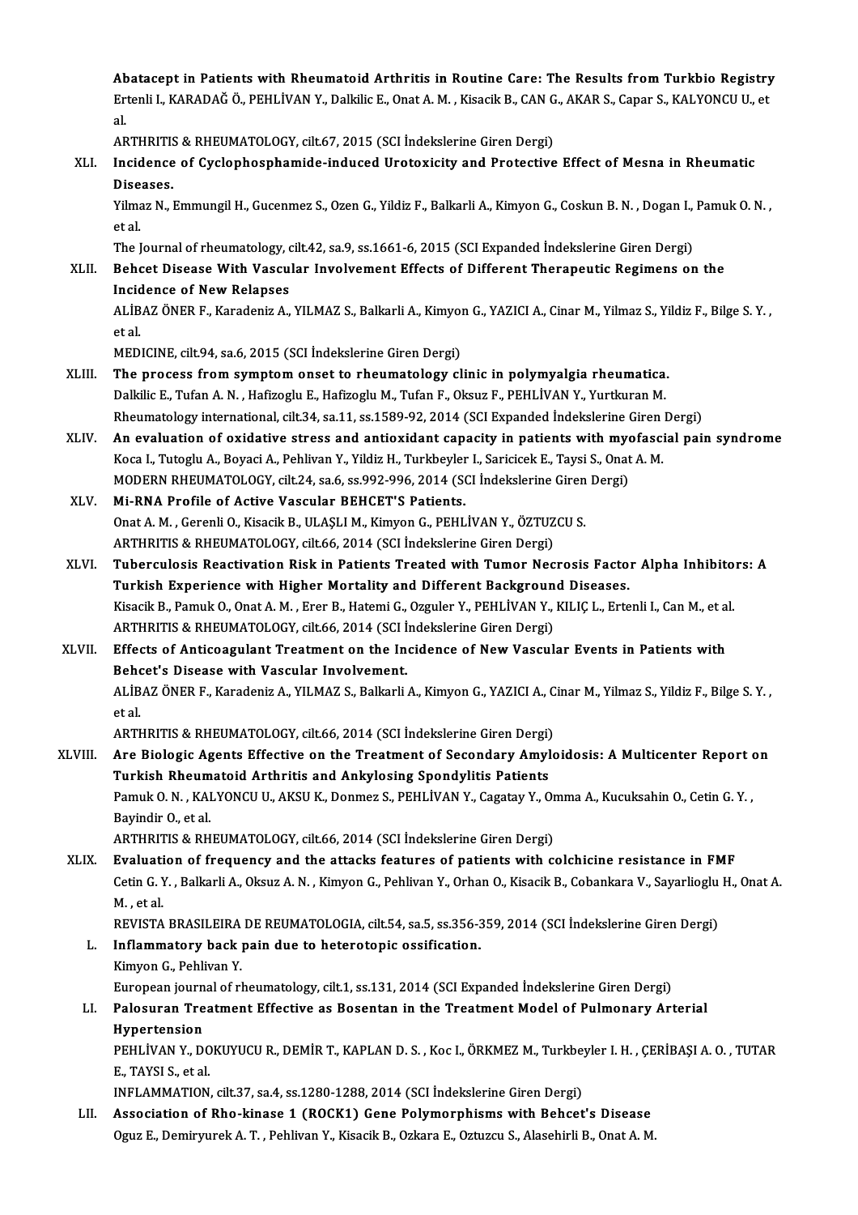Abatacept in Patients with Rheumatoid Arthritis in Routine Care: The Results from Turkbio Registry
Ertenli I., KARADAĞ Ö., PEHLİVAN Y., Dalkilic E., Onat A. M. , Kisacik B., CAN G., AKAR S., Capar S., KALYONCU U., et al.
ARTHRITIS & RHEUMATOLOGY, cilt.67, 2015 (SCI İndekslerine Giren Dergi)

XLI. **Incidence of Cyclophosphamide-induced Urotoxicity and Protective Effect of Mesna in Rheumatic Diseases.**
Yilmaz N., Emmungil H., Gucenmez S., Ozen G., Yildiz F., Balkarli A., Kimyon G., Coskun B. N. , Dogan I., Pamuk O. N. , et al.
The Journal of rheumatology, cilt.42, sa.9, ss.1661-6, 2015 (SCI Expanded İndekslerine Giren Dergi)

XLII. **Behcet Disease With Vascular Involvement Effects of Different Therapeutic Regimens on the Incidence of New Relapses**
ALİBAZ ÖNER F., Karadeniz A., YILMAZ S., Balkarli A., Kimyon G., YAZICI A., Cinar M., Yilmaz S., Yildiz F., Bilge S. Y. , et al.
MEDICINE, cilt.94, sa.6, 2015 (SCI İndekslerine Giren Dergi)

XLIII. **The process from symptom onset to rheumatology clinic in polymyalgia rheumatica.**
Dalkilic E., Tufan A. N. , Hafizoglu E., Hafizoglu M., Tufan F., Oksuz F., PEHLİVAN Y., Yurtkuran M.
Rheumatology international, cilt.34, sa.11, ss.1589-92, 2014 (SCI Expanded İndekslerine Giren Dergi)

XLIV. **An evaluation of oxidative stress and antioxidant capacity in patients with myofascial pain syndrome**
Koca I., Tutoglu A., Boyaci A., Pehlivan Y., Yildiz H., Turkbeyler I., Saricicek E., Taysi S., Onat A. M.
MODERN RHEUMATOLOGY, cilt.24, sa.6, ss.992-996, 2014 (SCI İndekslerine Giren Dergi)

XLV. **Mi-RNA Profile of Active Vascular BEHCET'S Patients.**
Onat A. M. , Gerenli O., Kisacik B., ULAŞLI M., Kimyon G., PEHLİVAN Y., ÖZTUZCU S.
ARTHRITIS & RHEUMATOLOGY, cilt.66, 2014 (SCI İndekslerine Giren Dergi)

XLVI. **Tuberculosis Reactivation Risk in Patients Treated with Tumor Necrosis Factor Alpha Inhibitors: A Turkish Experience with Higher Mortality and Different Background Diseases.**
Kisacik B., Pamuk O., Onat A. M. , Erer B., Hatemi G., Ozguler Y., PEHLİVAN Y., KILIÇ L., Ertenli I., Can M., et al.
ARTHRITIS & RHEUMATOLOGY, cilt.66, 2014 (SCI İndekslerine Giren Dergi)

XLVII. **Effects of Anticoagulant Treatment on the Incidence of New Vascular Events in Patients with Behcet's Disease with Vascular Involvement.**
ALİBAZ ÖNER F., Karadeniz A., YILMAZ S., Balkarli A., Kimyon G., YAZICI A., Cinar M., Yilmaz S., Yildiz F., Bilge S. Y. , et al.
ARTHRITIS & RHEUMATOLOGY, cilt.66, 2014 (SCI İndekslerine Giren Dergi)

XLVIII. **Are Biologic Agents Effective on the Treatment of Secondary Amyloidosis: A Multicenter Report on Turkish Rheumatoid Arthritis and Ankylosing Spondylitis Patients**
Pamuk O. N. , KALYONCU U., AKSU K., Donmez S., PEHLİVAN Y., Cagatay Y., Omma A., Kucuksahin O., Cetin G. Y. , Bayindir O., et al.
ARTHRITIS & RHEUMATOLOGY, cilt.66, 2014 (SCI İndekslerine Giren Dergi)

XLIX. **Evaluation of frequency and the attacks features of patients with colchicine resistance in FMF**
Cetin G. Y. , Balkarli A., Oksuz A. N. , Kimyon G., Pehlivan Y., Orhan O., Kisacik B., Cobankara V., Sayarlioglu H., Onat A. M. , et al.
REVISTA BRASILEIRA DE REUMATOLOGIA, cilt.54, sa.5, ss.356-359, 2014 (SCI İndekslerine Giren Dergi)

L. **Inflammatory back pain due to heterotopic ossification.**
Kimyon G., Pehlivan Y.
European journal of rheumatology, cilt.1, ss.131, 2014 (SCI Expanded İndekslerine Giren Dergi)

LI. **Palosuran Treatment Effective as Bosentan in the Treatment Model of Pulmonary Arterial Hypertension**
PEHLİVAN Y., DOKUYUCU R., DEMİR T., KAPLAN D. S. , Koc I., ÖRKMEZ M., Turkbeyler I. H. , ÇERİBAŞI A. O. , TUTAR E., TAYSI S., et al.
INFLAMMATION, cilt.37, sa.4, ss.1280-1288, 2014 (SCI İndekslerine Giren Dergi)

LII. **Association of Rho-kinase 1 (ROCK1) Gene Polymorphisms with Behcet's Disease**
Oguz E., Demiryurek A. T. , Pehlivan Y., Kisacik B., Ozkara E., Oztuzcu S., Alasehirli B., Onat A. M.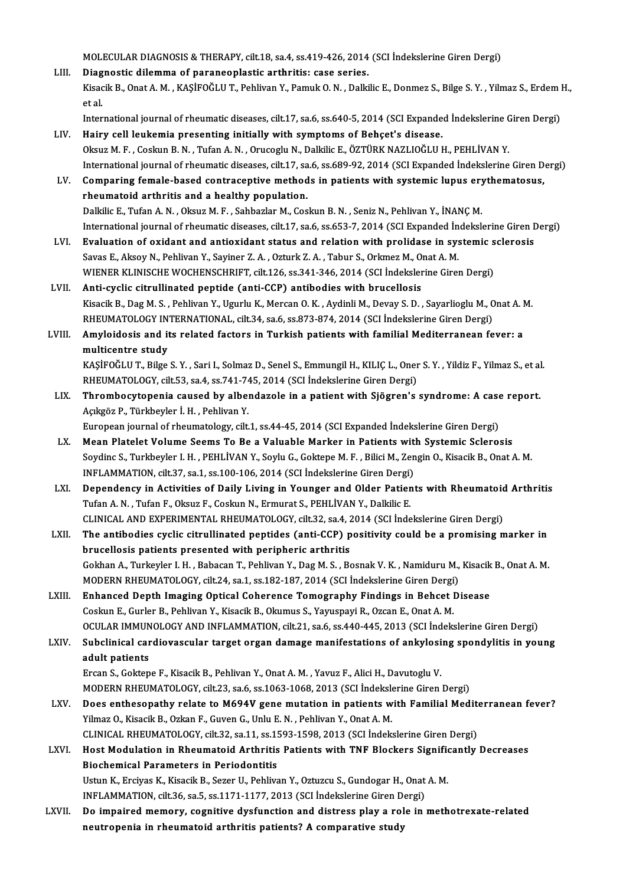MOLECULAR DIAGNOSIS & THERAPY, cilt.18, sa.4, ss.419-426, 2014 (SCI İndekslerine Giren Dergi)

LIII. **Diagnostic dilemma of paraneoplastic arthritis: case series.**
Kisacik B., Onat A. M. , KAŞİFOĞLU T., Pehlivan Y., Pamuk O. N. , Dalkilic E., Donmez S., Bilge S. Y. , Yilmaz S., Erdem H., et al.
International journal of rheumatic diseases, cilt.17, sa.6, ss.640-5, 2014 (SCI Expanded İndekslerine Giren Dergi)

LIV. **Hairy cell leukemia presenting initially with symptoms of Behçet's disease.**
Oksuz M. F. , Coskun B. N. , Tufan A. N. , Orucoglu N., Dalkilic E., ÖZTÜRK NAZLIOĞLU H., PEHLİVAN Y.
International journal of rheumatic diseases, cilt.17, sa.6, ss.689-92, 2014 (SCI Expanded İndekslerine Giren Dergi)

LV. **Comparing female-based contraceptive methods in patients with systemic lupus erythematosus, rheumatoid arthritis and a healthy population.**
Dalkilic E., Tufan A. N. , Oksuz M. F. , Sahbazlar M., Coskun B. N. , Seniz N., Pehlivan Y., İNANÇ M.
International journal of rheumatic diseases, cilt.17, sa.6, ss.653-7, 2014 (SCI Expanded İndekslerine Giren Dergi)

LVI. **Evaluation of oxidant and antioxidant status and relation with prolidase in systemic sclerosis**
Savas E., Aksoy N., Pehlivan Y., Sayiner Z. A. , Ozturk Z. A. , Tabur S., Orkmez M., Onat A. M.
WIENER KLINISCHE WOCHENSCHRIFT, cilt.126, ss.341-346, 2014 (SCI İndekslerine Giren Dergi)

LVII. **Anti-cyclic citrullinated peptide (anti-CCP) antibodies with brucellosis**
Kisacik B., Dag M. S. , Pehlivan Y., Ugurlu K., Mercan O. K. , Aydinli M., Devay S. D. , Sayarlioglu M., Onat A. M.
RHEUMATOLOGY INTERNATIONAL, cilt.34, sa.6, ss.873-874, 2014 (SCI İndekslerine Giren Dergi)

LVIII. **Amyloidosis and its related factors in Turkish patients with familial Mediterranean fever: a multicentre study**
KAŞİFOĞLU T., Bilge S. Y. , Sari I., Solmaz D., Senel S., Emmungil H., KILIÇ L., Oner S. Y. , Yildiz F., Yilmaz S., et al.
RHEUMATOLOGY, cilt.53, sa.4, ss.741-745, 2014 (SCI İndekslerine Giren Dergi)

LIX. **Thrombocytopenia caused by albendazole in a patient with Sjögren's syndrome: A case report.**
Açıkgöz P., Türkbeyler İ. H. , Pehlivan Y.
European journal of rheumatology, cilt.1, ss.44-45, 2014 (SCI Expanded İndekslerine Giren Dergi)

LX. **Mean Platelet Volume Seems To Be a Valuable Marker in Patients with Systemic Sclerosis**
Soydinc S., Turkbeyler I. H. , PEHLİVAN Y., Soylu G., Goktepe M. F. , Bilici M., Zengin O., Kisacik B., Onat A. M.
INFLAMMATION, cilt.37, sa.1, ss.100-106, 2014 (SCI İndekslerine Giren Dergi)

LXI. **Dependency in Activities of Daily Living in Younger and Older Patients with Rheumatoid Arthritis**
Tufan A. N. , Tufan F., Oksuz F., Coskun N., Ermurat S., PEHLİVAN Y., Dalkilic E.
CLINICAL AND EXPERIMENTAL RHEUMATOLOGY, cilt.32, sa.4, 2014 (SCI İndekslerine Giren Dergi)

LXII. **The antibodies cyclic citrullinated peptides (anti-CCP) positivity could be a promising marker in brucellosis patients presented with peripheric arthritis**
Gokhan A., Turkeyler I. H. , Babacan T., Pehlivan Y., Dag M. S. , Bosnak V. K. , Namiduru M., Kisacik B., Onat A. M.
MODERN RHEUMATOLOGY, cilt.24, sa.1, ss.182-187, 2014 (SCI İndekslerine Giren Dergi)

LXIII. **Enhanced Depth Imaging Optical Coherence Tomography Findings in Behcet Disease**
Coskun E., Gurler B., Pehlivan Y., Kisacik B., Okumus S., Yayuspayi R., Ozcan E., Onat A. M.
OCULAR IMMUNOLOGY AND INFLAMMATION, cilt.21, sa.6, ss.440-445, 2013 (SCI İndekslerine Giren Dergi)

LXIV. **Subclinical cardiovascular target organ damage manifestations of ankylosing spondylitis in young adult patients**
Ercan S., Goktepe F., Kisacik B., Pehlivan Y., Onat A. M. , Yavuz F., Alici H., Davutoglu V.
MODERN RHEUMATOLOGY, cilt.23, sa.6, ss.1063-1068, 2013 (SCI İndekslerine Giren Dergi)

LXV. **Does enthesopathy relate to M694V gene mutation in patients with Familial Mediterranean fever?**
Yilmaz O., Kisacik B., Ozkan F., Guven G., Unlu E. N. , Pehlivan Y., Onat A. M.
CLINICAL RHEUMATOLOGY, cilt.32, sa.11, ss.1593-1598, 2013 (SCI İndekslerine Giren Dergi)

LXVI. **Host Modulation in Rheumatoid Arthritis Patients with TNF Blockers Significantly Decreases Biochemical Parameters in Periodontitis**
Ustun K., Erciyas K., Kisacik B., Sezer U., Pehlivan Y., Oztuzcu S., Gundogar H., Onat A. M.
INFLAMMATION, cilt.36, sa.5, ss.1171-1177, 2013 (SCI İndekslerine Giren Dergi)

LXVII. **Do impaired memory, cognitive dysfunction and distress play a role in methotrexate-related neutropenia in rheumatoid arthritis patients? A comparative study**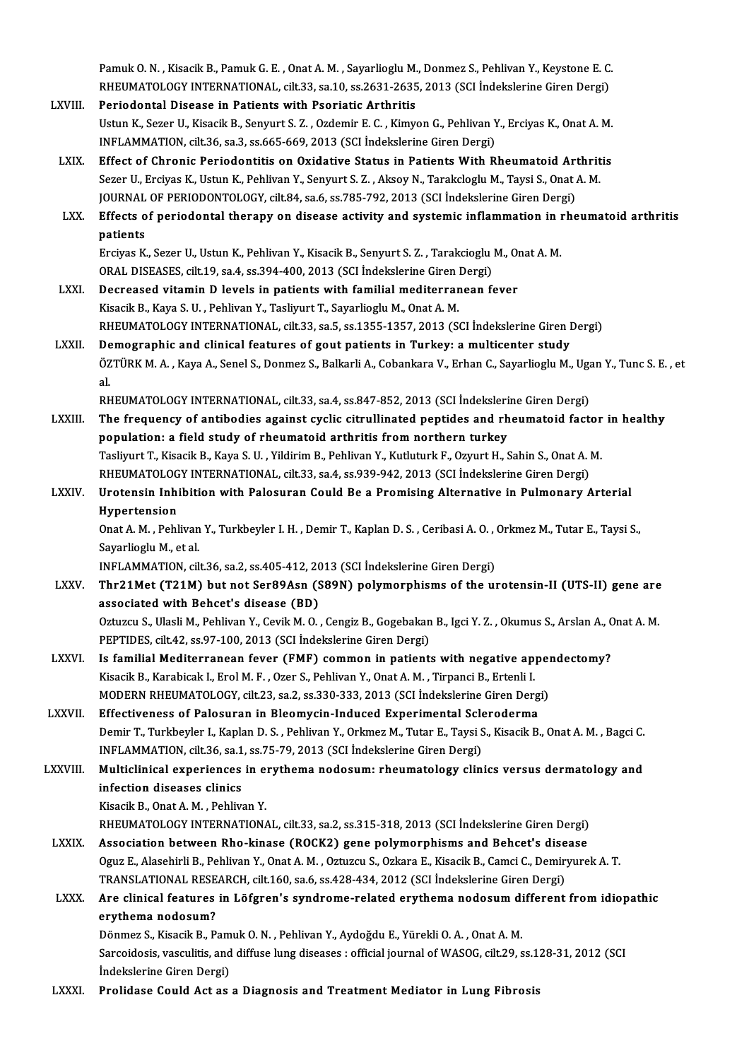Pamuk O. N. , Kisacik B., Pamuk G. E. , Onat A. M. , Sayarlioglu M., Donmez S., Pehlivan Y., Keystone E. C.
RHEUMATOLOGY INTERNATIONAL, cilt.33, sa.10, ss.2631-2635, 2013 (SCI İndekslerine Giren Dergi)

LXVIII. **Periodontal Disease in Patients with Psoriatic Arthritis**
Ustun K., Sezer U., Kisacik B., Senyurt S. Z. , Ozdemir E. C. , Kimyon G., Pehlivan Y., Erciyas K., Onat A. M.
INFLAMMATION, cilt.36, sa.3, ss.665-669, 2013 (SCI İndekslerine Giren Dergi)

LXIX. **Effect of Chronic Periodontitis on Oxidative Status in Patients With Rheumatoid Arthritis**
Sezer U., Erciyas K., Ustun K., Pehlivan Y., Senyurt S. Z. , Aksoy N., Tarakcioglu M., Taysi S., Onat A. M.
JOURNAL OF PERIODONTOLOGY, cilt.84, sa.6, ss.785-792, 2013 (SCI İndekslerine Giren Dergi)

LXX. **Effects of periodontal therapy on disease activity and systemic inflammation in rheumatoid arthritis patients**
Erciyas K., Sezer U., Ustun K., Pehlivan Y., Kisacik B., Senyurt S. Z. , Tarakcioglu M., Onat A. M.
ORAL DISEASES, cilt.19, sa.4, ss.394-400, 2013 (SCI İndekslerine Giren Dergi)

LXXI. **Decreased vitamin D levels in patients with familial mediterranean fever**
Kisacik B., Kaya S. U. , Pehlivan Y., Tasliyurt T., Sayarlioglu M., Onat A. M.
RHEUMATOLOGY INTERNATIONAL, cilt.33, sa.5, ss.1355-1357, 2013 (SCI İndekslerine Giren Dergi)

LXXII. **Demographic and clinical features of gout patients in Turkey: a multicenter study**
ÖZTÜRK M. A. , Kaya A., Senel S., Donmez S., Balkarli A., Cobankara V., Erhan C., Sayarlioglu M., Ugan Y., Tunc S. E. , et al.
RHEUMATOLOGY INTERNATIONAL, cilt.33, sa.4, ss.847-852, 2013 (SCI İndekslerine Giren Dergi)

LXXIII. **The frequency of antibodies against cyclic citrullinated peptides and rheumatoid factor in healthy population: a field study of rheumatoid arthritis from northern turkey**
Tasliyurt T., Kisacik B., Kaya S. U. , Yildirim B., Pehlivan Y., Kutluturk F., Ozyurt H., Sahin S., Onat A. M.
RHEUMATOLOGY INTERNATIONAL, cilt.33, sa.4, ss.939-942, 2013 (SCI İndekslerine Giren Dergi)

LXXIV. **Urotensin Inhibition with Palosuran Could Be a Promising Alternative in Pulmonary Arterial Hypertension**
Onat A. M. , Pehlivan Y., Turkbeyler I. H. , Demir T., Kaplan D. S. , Ceribasi A. O. , Orkmez M., Tutar E., Taysi S., Sayarlioglu M., et al.
INFLAMMATION, cilt.36, sa.2, ss.405-412, 2013 (SCI İndekslerine Giren Dergi)

LXXV. **Thr21Met (T21M) but not Ser89Asn (S89N) polymorphisms of the urotensin-II (UTS-II) gene are associated with Behcet's disease (BD)**
Oztuzcu S., Ulasli M., Pehlivan Y., Cevik M. O. , Cengiz B., Gogebakan B., Igci Y. Z. , Okumus S., Arslan A., Onat A. M.
PEPTIDES, cilt.42, ss.97-100, 2013 (SCI İndekslerine Giren Dergi)

LXXVI. **Is familial Mediterranean fever (FMF) common in patients with negative appendectomy?**
Kisacik B., Karabicak I., Erol M. F. , Ozer S., Pehlivan Y., Onat A. M. , Tirpanci B., Ertenli I.
MODERN RHEUMATOLOGY, cilt.23, sa.2, ss.330-333, 2013 (SCI İndekslerine Giren Dergi)

LXXVII. **Effectiveness of Palosuran in Bleomycin-Induced Experimental Scleroderma**
Demir T., Turkbeyler I., Kaplan D. S. , Pehlivan Y., Orkmez M., Tutar E., Taysi S., Kisacik B., Onat A. M. , Bagci C.
INFLAMMATION, cilt.36, sa.1, ss.75-79, 2013 (SCI İndekslerine Giren Dergi)

LXXVIII. **Multiclinical experiences in erythema nodosum: rheumatology clinics versus dermatology and infection diseases clinics**
Kisacik B., Onat A. M. , Pehlivan Y.
RHEUMATOLOGY INTERNATIONAL, cilt.33, sa.2, ss.315-318, 2013 (SCI İndekslerine Giren Dergi)

LXXIX. **Association between Rho-kinase (ROCK2) gene polymorphisms and Behcet's disease**
Oguz E., Alasehirli B., Pehlivan Y., Onat A. M. , Oztuzcu S., Ozkara E., Kisacik B., Camci C., Demiryurek A. T.
TRANSLATIONAL RESEARCH, cilt.160, sa.6, ss.428-434, 2012 (SCI İndekslerine Giren Dergi)

LXXX. **Are clinical features in Löfgren's syndrome-related erythema nodosum different from idiopathic erythema nodosum?**
Dönmez S., Kisacik B., Pamuk O. N. , Pehlivan Y., Aydoğdu E., Yürekli O. A. , Onat A. M.
Sarcoidosis, vasculitis, and diffuse lung diseases : official journal of WASOG, cilt.29, ss.128-31, 2012 (SCI İndekslerine Giren Dergi)

LXXXI. **Prolidase Could Act as a Diagnosis and Treatment Mediator in Lung Fibrosis**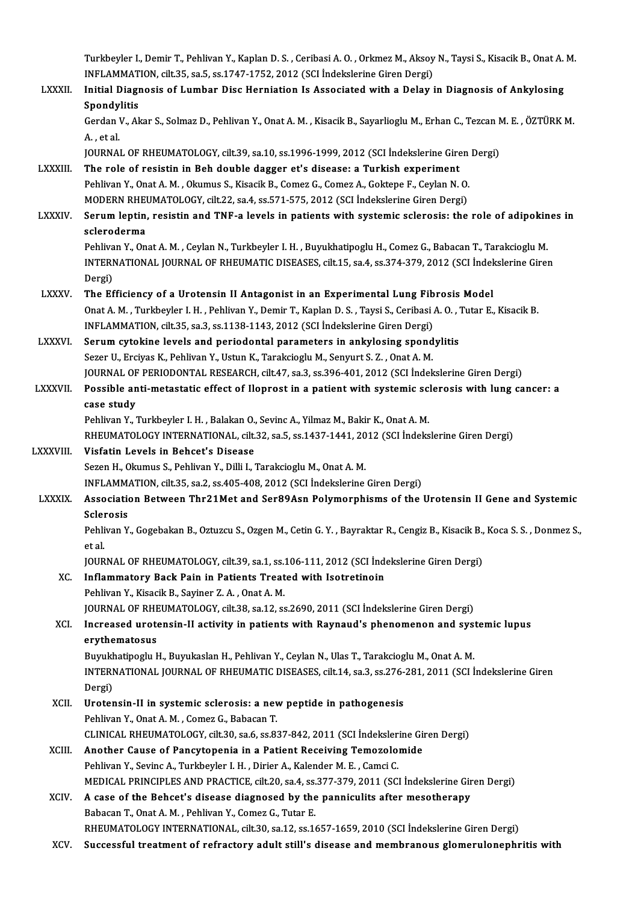Turkbeyler I., Demir T., Pehlivan Y., Kaplan D. S. , Ceribasi A. O. , Orkmez M., Aksoy N., Taysi S., Kisacik B., Onat A. M.
INFLAMMATION, cilt.35, sa.5, ss.1747-1752, 2012 (SCI İndekslerine Giren Dergi)

LXXXII. **Initial Diagnosis of Lumbar Disc Herniation Is Associated with a Delay in Diagnosis of Ankylosing Spondylitis**
Gerdan V., Akar S., Solmaz D., Pehlivan Y., Onat A. M. , Kisacik B., Sayarlioglu M., Erhan C., Tezcan M. E. , ÖZTÜRK M. A. , et al.
JOURNAL OF RHEUMATOLOGY, cilt.39, sa.10, ss.1996-1999, 2012 (SCI İndekslerine Giren Dergi)

LXXXIII. **The role of resistin in Beh double dagger et's disease: a Turkish experiment**
Pehlivan Y., Onat A. M. , Okumus S., Kisacik B., Comez G., Comez A., Goktepe F., Ceylan N. O.
MODERN RHEUMATOLOGY, cilt.22, sa.4, ss.571-575, 2012 (SCI İndekslerine Giren Dergi)

LXXXIV. **Serum leptin, resistin and TNF-a levels in patients with systemic sclerosis: the role of adipokines in scleroderma**
Pehlivan Y., Onat A. M. , Ceylan N., Turkbeyler I. H. , Buyukhatipoglu H., Comez G., Babacan T., Tarakcioglu M.
INTERNATIONAL JOURNAL OF RHEUMATIC DISEASES, cilt.15, sa.4, ss.374-379, 2012 (SCI İndekslerine Giren Dergi)

LXXXV. **The Efficiency of a Urotensin II Antagonist in an Experimental Lung Fibrosis Model**
Onat A. M. , Turkbeyler I. H. , Pehlivan Y., Demir T., Kaplan D. S. , Taysi S., Ceribasi A. O. , Tutar E., Kisacik B.
INFLAMMATION, cilt.35, sa.3, ss.1138-1143, 2012 (SCI İndekslerine Giren Dergi)

LXXXVI. **Serum cytokine levels and periodontal parameters in ankylosing spondylitis**
Sezer U., Erciyas K., Pehlivan Y., Ustun K., Tarakcioglu M., Senyurt S. Z. , Onat A. M.
JOURNAL OF PERIODONTAL RESEARCH, cilt.47, sa.3, ss.396-401, 2012 (SCI İndekslerine Giren Dergi)

LXXXVII. **Possible anti-metastatic effect of Iloprost in a patient with systemic sclerosis with lung cancer: a case study**
Pehlivan Y., Turkbeyler I. H. , Balakan O., Sevinc A., Yilmaz M., Bakir K., Onat A. M.
RHEUMATOLOGY INTERNATIONAL, cilt.32, sa.5, ss.1437-1441, 2012 (SCI İndekslerine Giren Dergi)

LXXXVIII. **Visfatin Levels in Behcet's Disease**
Sezen H., Okumus S., Pehlivan Y., Dilli I., Tarakcioglu M., Onat A. M.
INFLAMMATION, cilt.35, sa.2, ss.405-408, 2012 (SCI İndekslerine Giren Dergi)

LXXXIX. **Association Between Thr21Met and Ser89Asn Polymorphisms of the Urotensin II Gene and Systemic Sclerosis**
Pehlivan Y., Gogebakan B., Oztuzcu S., Ozgen M., Cetin G. Y. , Bayraktar R., Cengiz B., Kisacik B., Koca S. S. , Donmez S., et al.
JOURNAL OF RHEUMATOLOGY, cilt.39, sa.1, ss.106-111, 2012 (SCI İndekslerine Giren Dergi)

XC. **Inflammatory Back Pain in Patients Treated with Isotretinoin**
Pehlivan Y., Kisacik B., Sayiner Z. A. , Onat A. M.
JOURNAL OF RHEUMATOLOGY, cilt.38, sa.12, ss.2690, 2011 (SCI İndekslerine Giren Dergi)

XCI. **Increased urotensin-II activity in patients with Raynaud's phenomenon and systemic lupus erythematosus**
Buyukhatipoglu H., Buyukaslan H., Pehlivan Y., Ceylan N., Ulas T., Tarakcioglu M., Onat A. M.
INTERNATIONAL JOURNAL OF RHEUMATIC DISEASES, cilt.14, sa.3, ss.276-281, 2011 (SCI İndekslerine Giren Dergi)

XCII. **Urotensin-II in systemic sclerosis: a new peptide in pathogenesis**
Pehlivan Y., Onat A. M. , Comez G., Babacan T.
CLINICAL RHEUMATOLOGY, cilt.30, sa.6, ss.837-842, 2011 (SCI İndekslerine Giren Dergi)

XCIII. **Another Cause of Pancytopenia in a Patient Receiving Temozolomide**
Pehlivan Y., Sevinc A., Turkbeyler I. H. , Dirier A., Kalender M. E. , Camci C.
MEDICAL PRINCIPLES AND PRACTICE, cilt.20, sa.4, ss.377-379, 2011 (SCI İndekslerine Giren Dergi)

XCIV. **A case of the Behcet's disease diagnosed by the panniculits after mesotherapy**
Babacan T., Onat A. M. , Pehlivan Y., Comez G., Tutar E.
RHEUMATOLOGY INTERNATIONAL, cilt.30, sa.12, ss.1657-1659, 2010 (SCI İndekslerine Giren Dergi)

XCV. **Successful treatment of refractory adult still's disease and membranous glomerulonephritis with**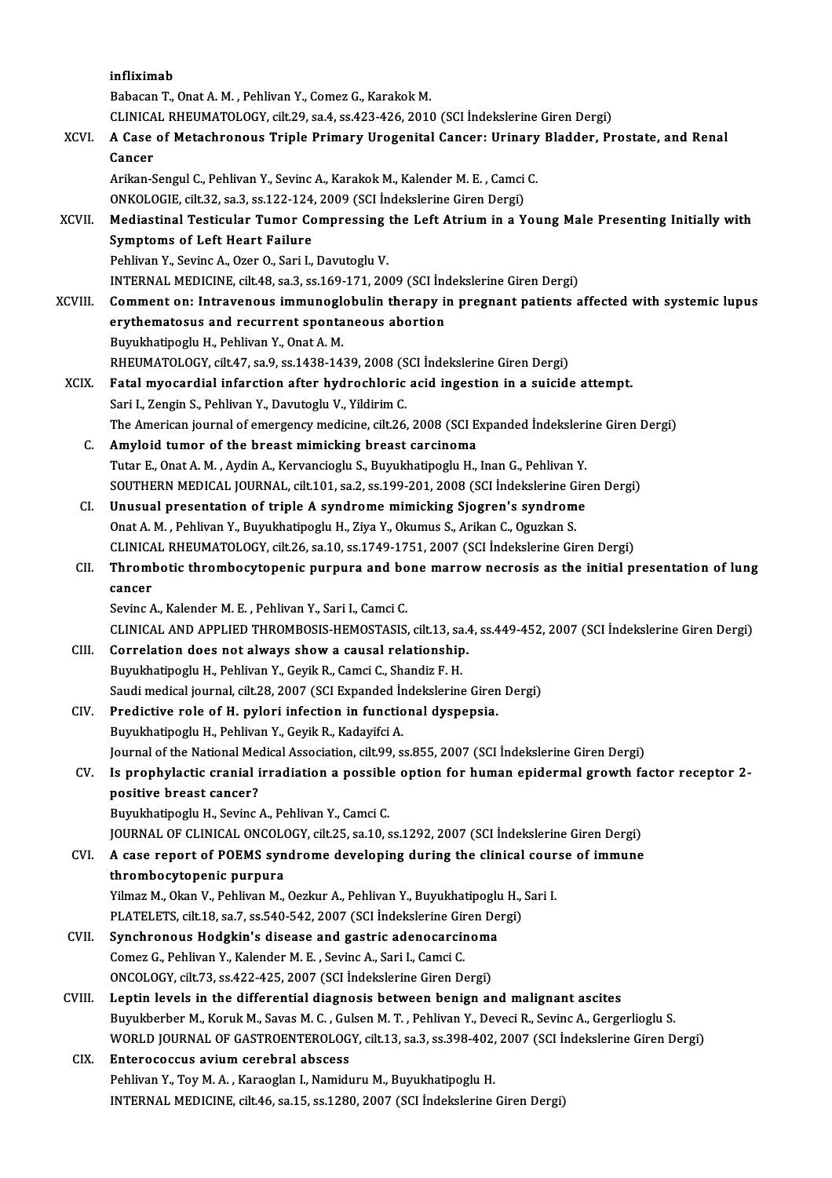infliximab
Babacan T., Onat A. M. , Pehlivan Y., Comez G., Karakok M.
CLINICAL RHEUMATOLOGY, cilt.29, sa.4, ss.423-426, 2010 (SCI İndekslerine Giren Dergi)

XCVI. **A Case of Metachronous Triple Primary Urogenital Cancer: Urinary Bladder, Prostate, and Renal Cancer**
Arikan-Sengul C., Pehlivan Y., Sevinc A., Karakok M., Kalender M. E. , Camci C.
ONKOLOGIE, cilt.32, sa.3, ss.122-124, 2009 (SCI İndekslerine Giren Dergi)

XCVII. **Mediastinal Testicular Tumor Compressing the Left Atrium in a Young Male Presenting Initially with Symptoms of Left Heart Failure**
Pehlivan Y., Sevinc A., Ozer O., Sari I., Davutoglu V.
INTERNAL MEDICINE, cilt.48, sa.3, ss.169-171, 2009 (SCI İndekslerine Giren Dergi)

XCVIII. **Comment on: Intravenous immunoglobulin therapy in pregnant patients affected with systemic lupus erythematosus and recurrent spontaneous abortion**
Buyukhatipoglu H., Pehlivan Y., Onat A. M.
RHEUMATOLOGY, cilt.47, sa.9, ss.1438-1439, 2008 (SCI İndekslerine Giren Dergi)

XCIX. **Fatal myocardial infarction after hydrochloric acid ingestion in a suicide attempt.**
Sari I., Zengin S., Pehlivan Y., Davutoglu V., Yildirim C.
The American journal of emergency medicine, cilt.26, 2008 (SCI Expanded İndekslerine Giren Dergi)

C. **Amyloid tumor of the breast mimicking breast carcinoma**
Tutar E., Onat A. M. , Aydin A., Kervancioglu S., Buyukhatipoglu H., Inan G., Pehlivan Y.
SOUTHERN MEDICAL JOURNAL, cilt.101, sa.2, ss.199-201, 2008 (SCI İndekslerine Giren Dergi)

CI. **Unusual presentation of triple A syndrome mimicking Sjogren's syndrome**
Onat A. M. , Pehlivan Y., Buyukhatipoglu H., Ziya Y., Okumus S., Arikan C., Oguzkan S.
CLINICAL RHEUMATOLOGY, cilt.26, sa.10, ss.1749-1751, 2007 (SCI İndekslerine Giren Dergi)

CII. **Thrombotic thrombocytopenic purpura and bone marrow necrosis as the initial presentation of lung cancer**
Sevinc A., Kalender M. E. , Pehlivan Y., Sari I., Camci C.
CLINICAL AND APPLIED THROMBOSIS-HEMOSTASIS, cilt.13, sa.4, ss.449-452, 2007 (SCI İndekslerine Giren Dergi)

CIII. **Correlation does not always show a causal relationship.**
Buyukhatipoglu H., Pehlivan Y., Geyik R., Camci C., Shandiz F. H.
Saudi medical journal, cilt.28, 2007 (SCI Expanded İndekslerine Giren Dergi)

CIV. **Predictive role of H. pylori infection in functional dyspepsia.**
Buyukhatipoglu H., Pehlivan Y., Geyik R., Kadayifci A.
Journal of the National Medical Association, cilt.99, ss.855, 2007 (SCI İndekslerine Giren Dergi)

CV. **Is prophylactic cranial irradiation a possible option for human epidermal growth factor receptor 2-positive breast cancer?**
Buyukhatipoglu H., Sevinc A., Pehlivan Y., Camci C.
JOURNAL OF CLINICAL ONCOLOGY, cilt.25, sa.10, ss.1292, 2007 (SCI İndekslerine Giren Dergi)

CVI. **A case report of POEMS syndrome developing during the clinical course of immune thrombocytopenic purpura**
Yilmaz M., Okan V., Pehlivan M., Oezkur A., Pehlivan Y., Buyukhatipoglu H., Sari I.
PLATELETS, cilt.18, sa.7, ss.540-542, 2007 (SCI İndekslerine Giren Dergi)

CVII. **Synchronous Hodgkin's disease and gastric adenocarcinoma**
Comez G., Pehlivan Y., Kalender M. E. , Sevinc A., Sari I., Camci C.
ONCOLOGY, cilt.73, ss.422-425, 2007 (SCI İndekslerine Giren Dergi)

CVIII. **Leptin levels in the differential diagnosis between benign and malignant ascites**
Buyukberber M., Koruk M., Savas M. C. , Gulsen M. T. , Pehlivan Y., Deveci R., Sevinc A., Gergerlioglu S.
WORLD JOURNAL OF GASTROENTEROLOGY, cilt.13, sa.3, ss.398-402, 2007 (SCI İndekslerine Giren Dergi)

CIX. **Enterococcus avium cerebral abscess**
Pehlivan Y., Toy M. A. , Karaoglan I., Namiduru M., Buyukhatipoglu H.
INTERNAL MEDICINE, cilt.46, sa.15, ss.1280, 2007 (SCI İndekslerine Giren Dergi)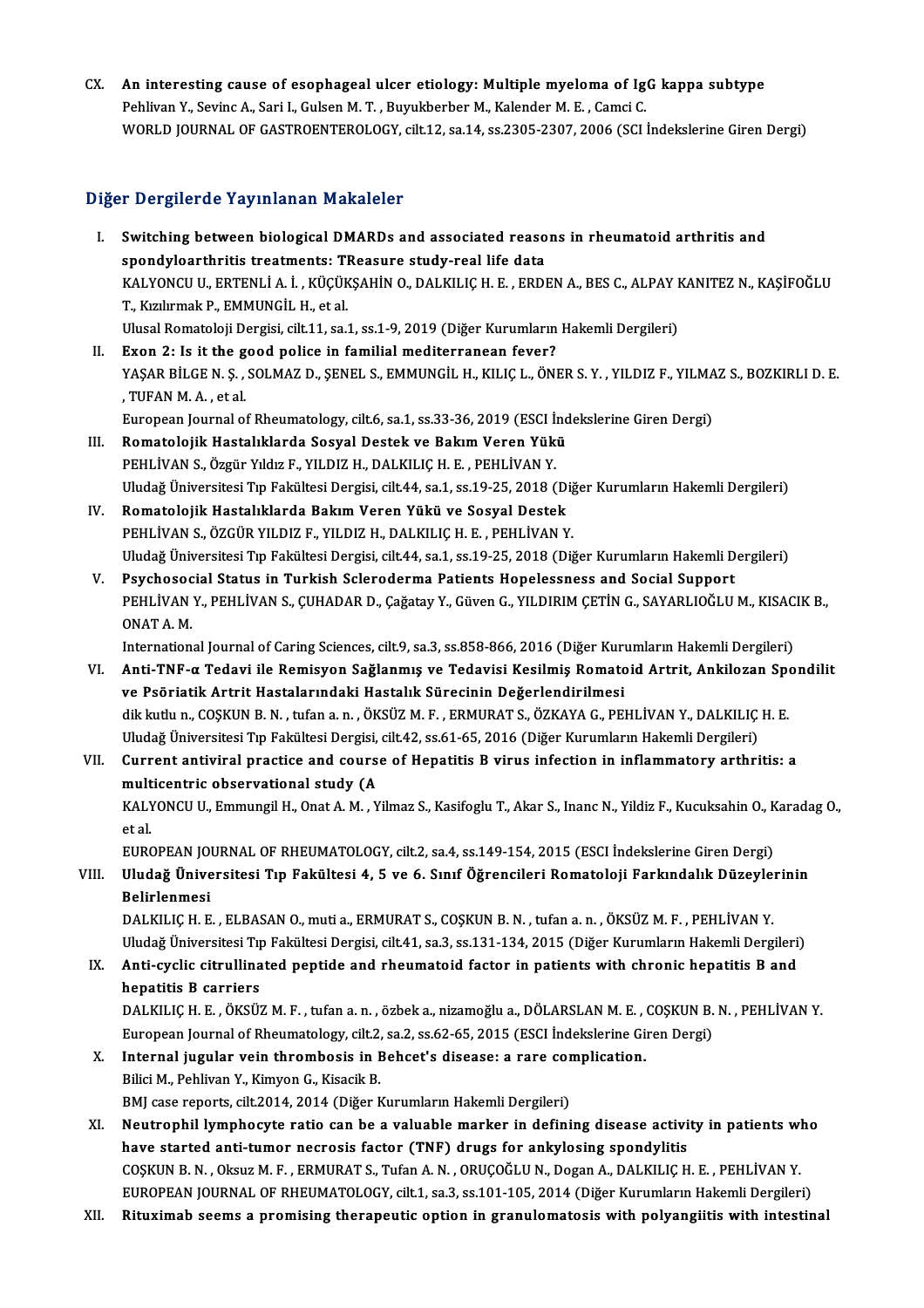CX. **An interesting cause of esophageal ulcer etiology: Multiple myeloma of IgG kappa subtype**
Pehlivan Y., Sevinc A., Sari I., Gulsen M. T. , Buyukberber M., Kalender M. E. , Camci C.
WORLD JOURNAL OF GASTROENTEROLOGY, cilt.12, sa.14, ss.2305-2307, 2006 (SCI İndekslerine Giren Dergi)

## Diğer Dergilerde Yayınlanan Makaleler

I. **Switching between biological DMARDs and associated reasons in rheumatoid arthritis and spondyloarthritis treatments: TReasure study-real life data**
KALYONCU U., ERTENLİ A. İ. , KÜÇÜKŞAHİN O., DALKILIÇ H. E. , ERDEN A., BES C., ALPAY KANITEZ N., KAŞİFOĞLU T., Kızılırmak P., EMMUNGİL H., et al.
Ulusal Romatoloji Dergisi, cilt.11, sa.1, ss.1-9, 2019 (Diğer Kurumların Hakemli Dergileri)

II. **Exon 2: Is it the good police in familial mediterranean fever?**
YAŞAR BİLGE N. Ş. , SOLMAZ D., ŞENEL S., EMMUNGİL H., KILIÇ L., ÖNER S. Y. , YILDIZ F., YILMAZ S., BOZKIRLI D. E. , TUFAN M. A. , et al.
European Journal of Rheumatology, cilt.6, sa.1, ss.33-36, 2019 (ESCI İndekslerine Giren Dergi)

III. **Romatolojik Hastalıklarda Sosyal Destek ve Bakım Veren Yükü**
PEHLİVAN S., Özgür Yıldız F., YILDIZ H., DALKILIÇ H. E. , PEHLİVAN Y.
Uludağ Üniversitesi Tıp Fakültesi Dergisi, cilt.44, sa.1, ss.19-25, 2018 (Diğer Kurumların Hakemli Dergileri)

IV. **Romatolojik Hastalıklarda Bakım Veren Yükü ve Sosyal Destek**
PEHLİVAN S., ÖZGÜR YILDIZ F., YILDIZ H., DALKILIÇ H. E. , PEHLİVAN Y.
Uludağ Üniversitesi Tıp Fakültesi Dergisi, cilt.44, sa.1, ss.19-25, 2018 (Diğer Kurumların Hakemli Dergileri)

V. **Psychosocial Status in Turkish Scleroderma Patients Hopelessness and Social Support**
PEHLİVAN Y., PEHLİVAN S., ÇUHADAR D., Çağatay Y., Güven G., YILDIRIM ÇETİN G., SAYARLIOĞLU M., KISACIK B., ONAT A. M.
International Journal of Caring Sciences, cilt.9, sa.3, ss.858-866, 2016 (Diğer Kurumların Hakemli Dergileri)

VI. **Anti-TNF-α Tedavi ile Remisyon Sağlanmış ve Tedavisi Kesilmiş Romatoid Artrit, Ankilozan Spondilit ve Psöriatik Artrit Hastalarındaki Hastalık Sürecinin Değerlendirilmesi**
dik kutlu n., COŞKUN B. N. , tufan a. n. , ÖKSÜZ M. F. , ERMURAT S., ÖZKAYA G., PEHLİVAN Y., DALKILIÇ H. E.
Uludağ Üniversitesi Tıp Fakültesi Dergisi, cilt.42, ss.61-65, 2016 (Diğer Kurumların Hakemli Dergileri)

VII. **Current antiviral practice and course of Hepatitis B virus infection in inflammatory arthritis: a multicentric observational study (A**
KALYONCU U., Emmungil H., Onat A. M. , Yilmaz S., Kasifoglu T., Akar S., Inanc N., Yildiz F., Kucuksahin O., Karadag O., et al.
EUROPEAN JOURNAL OF RHEUMATOLOGY, cilt.2, sa.4, ss.149-154, 2015 (ESCI İndekslerine Giren Dergi)

VIII. **Uludağ Üniversitesi Tıp Fakültesi 4, 5 ve 6. Sınıf Öğrencileri Romatoloji Farkındalık Düzeylerinin Belirlenmesi**
DALKILIÇ H. E. , ELBASAN O., muti a., ERMURAT S., COŞKUN B. N. , tufan a. n. , ÖKSÜZ M. F. , PEHLİVAN Y.
Uludağ Üniversitesi Tıp Fakültesi Dergisi, cilt.41, sa.3, ss.131-134, 2015 (Diğer Kurumların Hakemli Dergileri)

IX. **Anti-cyclic citrullinated peptide and rheumatoid factor in patients with chronic hepatitis B and hepatitis B carriers**
DALKILIÇ H. E. , ÖKSÜZ M. F. , tufan a. n. , özbek a., nizamoğlu a., DÖLARSLAN M. E. , COŞKUN B. N. , PEHLİVAN Y.
European Journal of Rheumatology, cilt.2, sa.2, ss.62-65, 2015 (ESCI İndekslerine Giren Dergi)

X. **Internal jugular vein thrombosis in Behcet's disease: a rare complication.**
Bilici M., Pehlivan Y., Kimyon G., Kisacik B.
BMJ case reports, cilt.2014, 2014 (Diğer Kurumların Hakemli Dergileri)

XI. **Neutrophil lymphocyte ratio can be a valuable marker in defining disease activity in patients who have started anti-tumor necrosis factor (TNF) drugs for ankylosing spondylitis**
COŞKUN B. N. , Oksuz M. F. , ERMURAT S., Tufan A. N. , ORUÇOĞLU N., Dogan A., DALKILIÇ H. E. , PEHLİVAN Y.
EUROPEAN JOURNAL OF RHEUMATOLOGY, cilt.1, sa.3, ss.101-105, 2014 (Diğer Kurumların Hakemli Dergileri)

XII. **Rituximab seems a promising therapeutic option in granulomatosis with polyangiitis with intestinal**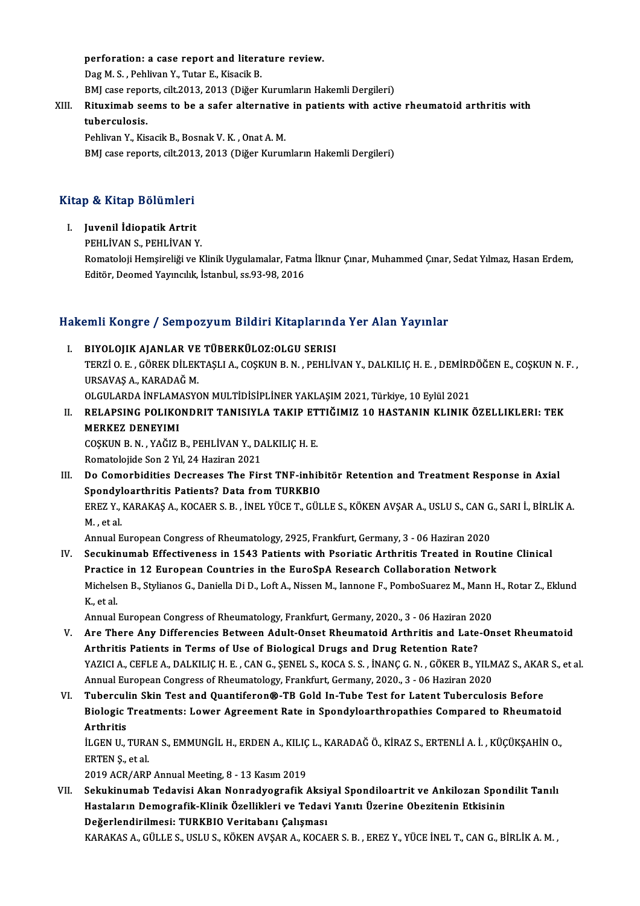perforation: a case report and literature review.
Dag M. S. , Pehlivan Y., Tutar E., Kisacik B.
BMJ case reports, cilt.2013, 2013 (Diğer Kurumların Hakemli Dergileri)

XIII. **Rituximab seems to be a safer alternative in patients with active rheumatoid arthritis with tuberculosis.**
Pehlivan Y., Kisacik B., Bosnak V. K. , Onat A. M.
BMJ case reports, cilt.2013, 2013 (Diğer Kurumların Hakemli Dergileri)

## Kitap & Kitap Bölümleri

I. **Juvenil İdiopatik Artrit**
PEHLİVAN S., PEHLİVAN Y.
Romatoloji Hemşireliği ve Klinik Uygulamalar, Fatma İlknur Çınar, Muhammed Çınar, Sedat Yılmaz, Hasan Erdem, Editör, Deomed Yayıncılık, İstanbul, ss.93-98, 2016

## Hakemli Kongre / Sempozyum Bildiri Kitaplarında Yer Alan Yayınlar

I. **BIYOLOJIK AJANLAR VE TÜBERKÜLOZ:OLGU SERISI**
TERZİ O. E. , GÖREK DİLEKTAŞLI A., COŞKUN B. N. , PEHLİVAN Y., DALKILIÇ H. E. , DEMİRDÖĞEN E., COŞKUN N. F. , URSAVAŞ A., KARADAĞ M.
OLGULARDA İNFLAMASYON MULTİDİSİPLİNER YAKLAŞIM 2021, Türkiye, 10 Eylül 2021

II. **RELAPSING POLIKONDRIT TANISIYLA TAKIP ETTIĞIMIZ 10 HASTANIN KLINIK ÖZELLIKLERI: TEK MERKEZ DENEYIMI**
COŞKUN B. N. , YAĞIZ B., PEHLİVAN Y., DALKILIÇ H. E.
Romatolojide Son 2 Yıl, 24 Haziran 2021

III. **Do Comorbidities Decreases The First TNF-inhibitör Retention and Treatment Response in Axial Spondyloarthritis Patients? Data from TURKBIO**
EREZ Y., KARAKAŞ A., KOCAER S. B. , İNEL YÜCE T., GÜLLE S., KÖKEN AVŞAR A., USLU S., CAN G., SARI İ., BİRLİK A. M. , et al.
Annual European Congress of Rheumatology, 2925, Frankfurt, Germany, 3 - 06 Haziran 2020

IV. **Secukinumab Effectiveness in 1543 Patients with Psoriatic Arthritis Treated in Routine Clinical Practice in 12 European Countries in the EuroSpA Research Collaboration Network**
Michelsen B., Stylianos G., Daniella Di D., Loft A., Nissen M., Iannone F., PomboSuarez M., Mann H., Rotar Z., Eklund K., et al.
Annual European Congress of Rheumatology, Frankfurt, Germany, 2020., 3 - 06 Haziran 2020

V. **Are There Any Differencies Between Adult-Onset Rheumatoid Arthritis and Late-Onset Rheumatoid Arthritis Patients in Terms of Use of Biological Drugs and Drug Retention Rate?**
YAZICI A., CEFLE A., DALKILIÇ H. E. , CAN G., ŞENEL S., KOCA S. S. , İNANÇ G. N. , GÖKER B., YILMAZ S., AKAR S., et al.
Annual European Congress of Rheumatology, Frankfurt, Germany, 2020., 3 - 06 Haziran 2020

VI. **Tuberculin Skin Test and Quantiferon®-TB Gold In-Tube Test for Latent Tuberculosis Before Biologic Treatments: Lower Agreement Rate in Spondyloarthropathies Compared to Rheumatoid Arthritis**
İLGEN U., TURAN S., EMMUNGİL H., ERDEN A., KILIÇ L., KARADAĞ Ö., KİRAZ S., ERTENLİ A. İ. , KÜÇÜKŞAHİN O., ERTEN Ş., et al.
2019 ACR/ARP Annual Meeting, 8 - 13 Kasım 2019

VII. **Sekukinumab Tedavisi Akan Nonradyografik Aksiyal Spondiloartrit ve Ankilozan Spondilit Tanılı Hastaların Demografik-Klinik Özellikleri ve Tedavi Yanıtı Üzerine Obezitenin Etkisinin Değerlendirilmesi: TURKBIO Veritabanı Çalışması**
KARAKAS A., GÜLLE S., USLU S., KÖKEN AVŞAR A., KOCAER S. B. , EREZ Y., YÜCE İNEL T., CAN G., BİRLİK A. M. ,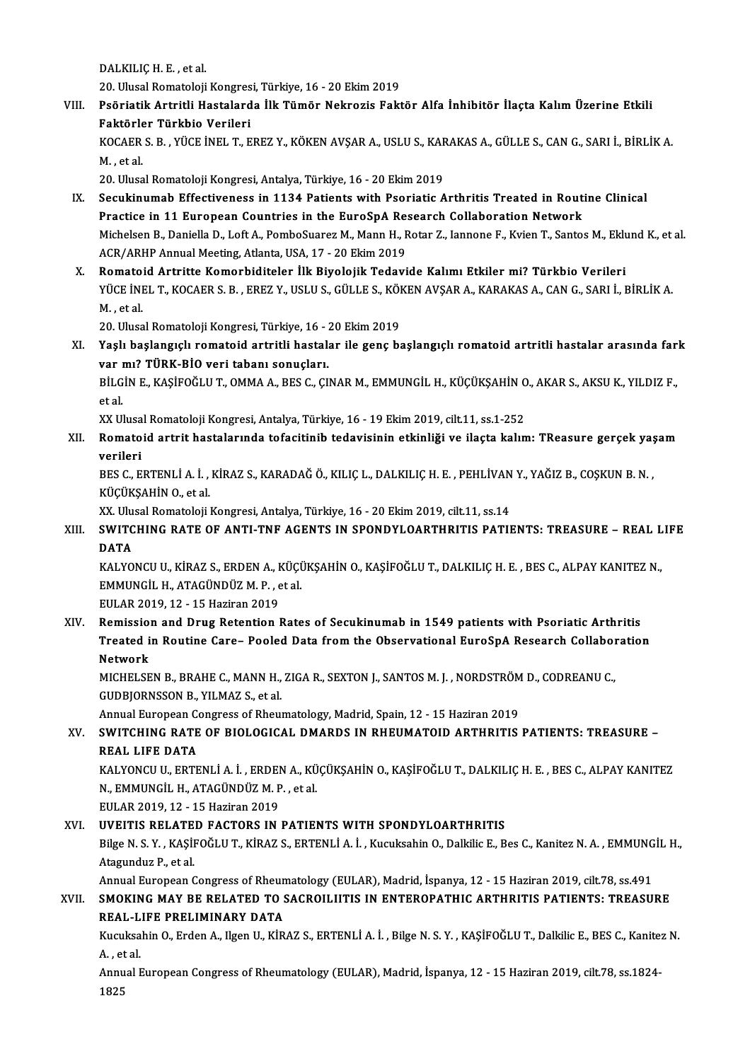DALKILIÇ H. E. , et al.
20. Ulusal Romatoloji Kongresi, Türkiye, 16 - 20 Ekim 2019

VIII. **Psöriatik Artritli Hastalarda İlk Tümör Nekrozis Faktör Alfa İnhibitör İlaçta Kalım Üzerine Etkili Faktörler Türkbio Verileri**
KOCAER S. B. , YÜCE İNEL T., EREZ Y., KÖKEN AVŞAR A., USLU S., KARAKAS A., GÜLLE S., CAN G., SARI İ., BİRLİK A. M. , et al.
20. Ulusal Romatoloji Kongresi, Antalya, Türkiye, 16 - 20 Ekim 2019

IX. **Secukinumab Effectiveness in 1134 Patients with Psoriatic Arthritis Treated in Routine Clinical Practice in 11 European Countries in the EuroSpA Research Collaboration Network**
Michelsen B., Daniella D., Loft A., PomboSuarez M., Mann H., Rotar Z., Iannone F., Kvien T., Santos M., Eklund K., et al.
ACR/ARHP Annual Meeting, Atlanta, USA, 17 - 20 Ekim 2019

X. **Romatoid Artritte Komorbiditeler İlk Biyolojik Tedavide Kalımı Etkiler mi? Türkbio Verileri**
YÜCE İNEL T., KOCAER S. B. , EREZ Y., USLU S., GÜLLE S., KÖKEN AVŞAR A., KARAKAS A., CAN G., SARI İ., BİRLİK A. M. , et al.
20. Ulusal Romatoloji Kongresi, Türkiye, 16 - 20 Ekim 2019

XI. **Yaşlı başlangıçlı romatoid artritli hastalar ile genç başlangıçlı romatoid artritli hastalar arasında fark var mı? TÜRK-BİO veri tabanı sonuçları.**
BİLGİN E., KAŞİFOĞLU T., OMMA A., BES C., ÇINAR M., EMMUNGİL H., KÜÇÜKŞAHİN O., AKAR S., AKSU K., YILDIZ F., et al.
XX Ulusal Romatoloji Kongresi, Antalya, Türkiye, 16 - 19 Ekim 2019, cilt.11, ss.1-252

XII. **Romatoid artrit hastalarında tofacitinib tedavisinin etkinliği ve ilaçta kalım: TReasure gerçek yaşam verileri**
BES C., ERTENLİ A. İ. , KİRAZ S., KARADAĞ Ö., KILIÇ L., DALKILIÇ H. E. , PEHLİVAN Y., YAĞIZ B., COŞKUN B. N. , KÜÇÜKŞAHİN O., et al.
XX. Ulusal Romatoloji Kongresi, Antalya, Türkiye, 16 - 20 Ekim 2019, cilt.11, ss.14

XIII. **SWITCHING RATE OF ANTI-TNF AGENTS IN SPONDYLOARTHRITIS PATIENTS: TREASURE – REAL LIFE DATA**
KALYONCU U., KİRAZ S., ERDEN A., KÜÇÜKŞAHİN O., KAŞİFOĞLU T., DALKILIÇ H. E. , BES C., ALPAY KANITEZ N., EMMUNGİL H., ATAGÜNDÜZ M. P. , et al.
EULAR 2019, 12 - 15 Haziran 2019

XIV. **Remission and Drug Retention Rates of Secukinumab in 1549 patients with Psoriatic Arthritis Treated in Routine Care– Pooled Data from the Observational EuroSpA Research Collaboration Network**
MICHELSEN B., BRAHE C., MANN H., ZIGA R., SEXTON J., SANTOS M. J. , NORDSTRÖM D., CODREANU C., GUDBJORNSSON B., YILMAZ S., et al.
Annual European Congress of Rheumatology, Madrid, Spain, 12 - 15 Haziran 2019

XV. **SWITCHING RATE OF BIOLOGICAL DMARDS IN RHEUMATOID ARTHRITIS PATIENTS: TREASURE – REAL LIFE DATA**
KALYONCU U., ERTENLİ A. İ. , ERDEN A., KÜÇÜKŞAHİN O., KAŞİFOĞLU T., DALKILIÇ H. E. , BES C., ALPAY KANITEZ N., EMMUNGİL H., ATAGÜNDÜZ M. P. , et al.
EULAR 2019, 12 - 15 Haziran 2019

XVI. **UVEITIS RELATED FACTORS IN PATIENTS WITH SPONDYLOARTHRITIS**
Bilge N. S. Y. , KAŞİFOĞLU T., KİRAZ S., ERTENLİ A. İ. , Kucuksahin O., Dalkilic E., Bes C., Kanitez N. A. , EMMUNGİL H., Atagunduz P., et al.
Annual European Congress of Rheumatology (EULAR), Madrid, İspanya, 12 - 15 Haziran 2019, cilt.78, ss.491

XVII. **SMOKING MAY BE RELATED TO SACROILIITIS IN ENTEROPATHIC ARTHRITIS PATIENTS: TREASURE REAL-LIFE PRELIMINARY DATA**
Kucuksahin O., Erden A., Ilgen U., KİRAZ S., ERTENLİ A. İ. , Bilge N. S. Y. , KAŞİFOĞLU T., Dalkilic E., BES C., Kanitez N. A. , et al.
Annual European Congress of Rheumatology (EULAR), Madrid, İspanya, 12 - 15 Haziran 2019, cilt.78, ss.1824-1825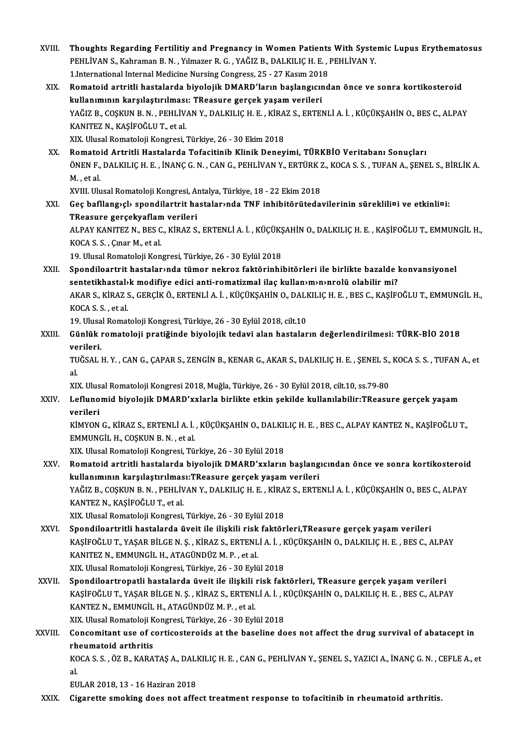XVIII. **Thoughts Regarding Fertilitiy and Pregnancy in Women Patients With Systemic Lupus Erythematosus**
PEHLİVAN S., Kahraman B. N. , Yılmazer R. G. , YAĞIZ B., DALKILIÇ H. E. , PEHLİVAN Y.
1.International Internal Medicine Nursing Congress, 25 - 27 Kasım 2018

XIX. **Romatoid artritli hastalarda biyolojik DMARD'ların başlangıcından önce ve sonra kortikosteroid kullanımının karşılaştırılması: TReasure gerçek yaşam verileri**
YAĞIZ B., COŞKUN B. N. , PEHLİVAN Y., DALKILIÇ H. E. , KİRAZ S., ERTENLİ A. İ. , KÜÇÜKŞAHİN O., BES C., ALPAY KANITEZ N., KAŞİFOĞLU T., et al.
XIX. Ulusal Romatoloji Kongresi, Türkiye, 26 - 30 Ekim 2018

XX. **Romatoid Artritli Hastalarda Tofacitinib Klinik Deneyimi, TÜRKBİO Veritabanı Sonuçları**
ÖNEN F., DALKILIÇ H. E. , İNANÇ G. N. , CAN G., PEHLİVAN Y., ERTÜRK Z., KOCA S. S. , TUFAN A., ŞENEL S., BİRLİK A. M. , et al.
XVIII. Ulusal Romatoloji Kongresi, Antalya, Türkiye, 18 - 22 Ekim 2018

XXI. **Geç bafllang›çl› spondilartrit hastalar›nda TNF inhibitörütedavilerinin süreklili¤i ve etkinli¤i: TReasure gerçekyaflam verileri**
ALPAY KANITEZ N., BES C., KİRAZ S., ERTENLİ A. İ. , KÜÇÜKŞAHİN O., DALKILIÇ H. E. , KAŞİFOĞLU T., EMMUNGİL H., KOCA S. S. , Çınar M., et al.
19. Ulusal Romatoloji Kongresi, Türkiye, 26 - 30 Eylül 2018

XXII. **Spondiloartrit hastalar›nda tümor nekroz faktörinhibitörleri ile birlikte bazalde konvansiyonel sentetikhastal›k modifiye edici anti-romatizmal ilaç kullan›m›n›nrolü olabilir mi?**
AKAR S., KİRAZ S., GERÇİK Ö., ERTENLİ A. İ. , KÜÇÜKŞAHİN O., DALKILIÇ H. E. , BES C., KAŞİFOĞLU T., EMMUNGİL H., KOCA S. S. , et al.
19. Ulusal Romatoloji Kongresi, Türkiye, 26 - 30 Eylül 2018, cilt.10

XXIII. **Günlük romatoloji pratiğinde biyolojik tedavi alan hastaların değerlendirilmesi: TÜRK-BİO 2018 verileri.**
TUĞSAL H. Y. , CAN G., ÇAPAR S., ZENGİN B., KENAR G., AKAR S., DALKILIÇ H. E. , ŞENEL S., KOCA S. S. , TUFAN A., et al.
XIX. Ulusal Romatoloji Kongresi 2018, Muğla, Türkiye, 26 - 30 Eylül 2018, cilt.10, ss.79-80

XXIV. **Leflunomid biyolojik DMARD'xxlarla birlikte etkin şekilde kullanılabilir:TReasure gerçek yaşam verileri**
KİMYON G., KİRAZ S., ERTENLİ A. İ. , KÜÇÜKŞAHİN O., DALKILIÇ H. E. , BES C., ALPAY KANTEZ N., KAŞİFOĞLU T., EMMUNGİL H., COŞKUN B. N. , et al.
XIX. Ulusal Romatoloji Kongresi, Türkiye, 26 - 30 Eylül 2018

XXV. **Romatoid artritli hastalarda biyolojik DMARD'xxların başlangıcından önce ve sonra kortikosteroid kullanımının karşılaştırılması:TReasure gerçek yaşam verileri**
YAĞIZ B., COŞKUN B. N. , PEHLİVAN Y., DALKILIÇ H. E. , KİRAZ S., ERTENLİ A. İ. , KÜÇÜKŞAHİN O., BES C., ALPAY KANTEZ N., KAŞİFOĞLU T., et al.
XIX. Ulusal Romatoloji Kongresi, Türkiye, 26 - 30 Eylül 2018

XXVI. **Spondiloartritli hastalarda üveit ile ilişkili risk faktörleri,TReasure gerçek yaşam verileri**
KAŞİFOĞLU T., YAŞAR BİLGE N. Ş. , KİRAZ S., ERTENLİ A. İ. , KÜÇÜKŞAHİN O., DALKILIÇ H. E. , BES C., ALPAY KANITEZ N., EMMUNGİL H., ATAGÜNDÜZ M. P. , et al.
XIX. Ulusal Romatoloji Kongresi, Türkiye, 26 - 30 Eylül 2018

XXVII. **Spondiloartropatli hastalarda üveit ile ilişkili risk faktörleri, TReasure gerçek yaşam verileri**
KAŞİFOĞLU T., YAŞAR BİLGE N. Ş. , KİRAZ S., ERTENLİ A. İ. , KÜÇÜKŞAHİN O., DALKILIÇ H. E. , BES C., ALPAY KANTEZ N., EMMUNGİL H., ATAGÜNDÜZ M. P. , et al.
XIX. Ulusal Romatoloji Kongresi, Türkiye, 26 - 30 Eylül 2018

XXVIII. **Concomitant use of corticosteroids at the baseline does not affect the drug survival of abatacept in rheumatoid arthritis**
KOCA S. S. , ÖZ B., KARATAŞ A., DALKILIÇ H. E. , CAN G., PEHLİVAN Y., ŞENEL S., YAZICI A., İNANÇ G. N. , CEFLE A., et al.
EULAR 2018, 13 - 16 Haziran 2018

XXIX. **Cigarette smoking does not affect treatment response to tofacitinib in rheumatoid arthritis.**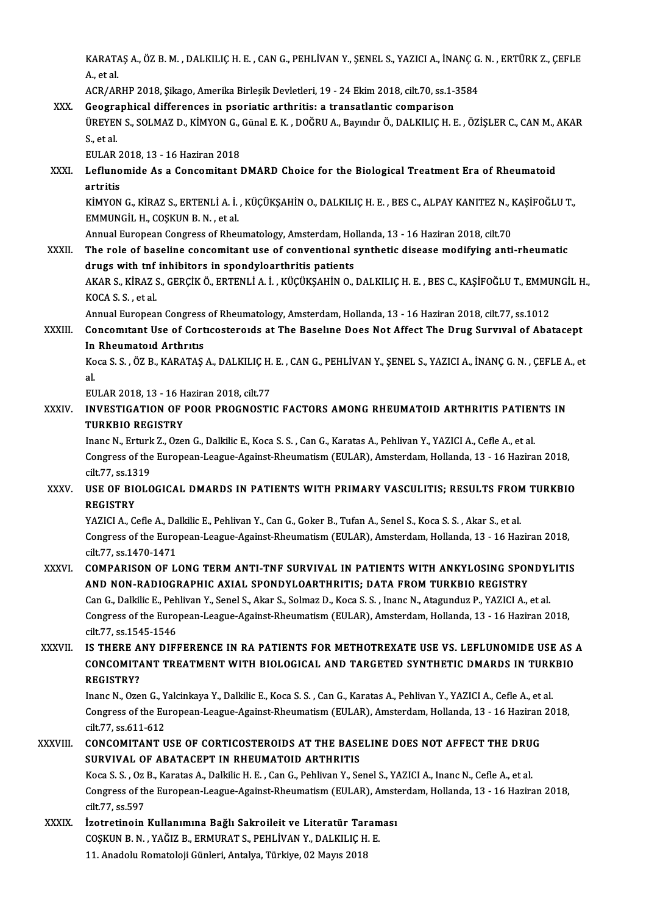KARATAŞ A., ÖZ B. M. , DALKILIÇ H. E. , CAN G., PEHLİVAN Y., ŞENEL S., YAZICI A., İNANÇ G. N. , ERTÜRK Z., ÇEFLE A., et al.
ACR/ARHP 2018, Şikago, Amerika Birleşik Devletleri, 19 - 24 Ekim 2018, cilt.70, ss.1-3584

XXX. **Geographical differences in psoriatic arthritis: a transatlantic comparison**
ÜREYEN S., SOLMAZ D., KİMYON G., Günal E. K. , DOĞRU A., Bayındır Ö., DALKILIÇ H. E. , ÖZİŞLER C., CAN M., AKAR S., et al.
EULAR 2018, 13 - 16 Haziran 2018

XXXI. **Leflunomide As a Concomitant DMARD Choice for the Biological Treatment Era of Rheumatoid artritis**
KİMYON G., KİRAZ S., ERTENLİ A. İ. , KÜÇÜKŞAHİN O., DALKILIÇ H. E. , BES C., ALPAY KANITEZ N., KAŞİFOĞLU T., EMMUNGİL H., COŞKUN B. N. , et al.
Annual European Congress of Rheumatology, Amsterdam, Hollanda, 13 - 16 Haziran 2018, cilt.70

XXXII. **The role of baseline concomitant use of conventional synthetic disease modifying anti-rheumatic drugs with tnf inhibitors in spondyloarthritis patients**
AKAR S., KİRAZ S., GERÇİK Ö., ERTENLİ A. İ. , KÜÇÜKŞAHİN O., DALKILIÇ H. E. , BES C., KAŞİFOĞLU T., EMMUNGİL H., KOCA S. S. , et al.
Annual European Congress of Rheumatology, Amsterdam, Hollanda, 13 - 16 Haziran 2018, cilt.77, ss.1012

XXXIII. **Concomıtant Use of Cortıcosteroıds at The Baselıne Does Not Affect The Drug Survıval of Abatacept In Rheumatoıd Arthrıtıs**
Koca S. S. , ÖZ B., KARATAŞ A., DALKILIÇ H. E. , CAN G., PEHLİVAN Y., ŞENEL S., YAZICI A., İNANÇ G. N. , ÇEFLE A., et al.
EULAR 2018, 13 - 16 Haziran 2018, cilt.77

XXXIV. **INVESTIGATION OF POOR PROGNOSTIC FACTORS AMONG RHEUMATOID ARTHRITIS PATIENTS IN TURKBIO REGISTRY**
Inanc N., Erturk Z., Ozen G., Dalkilic E., Koca S. S. , Can G., Karatas A., Pehlivan Y., YAZICI A., Cefle A., et al.
Congress of the European-League-Against-Rheumatism (EULAR), Amsterdam, Hollanda, 13 - 16 Haziran 2018, cilt.77, ss.1319

XXXV. **USE OF BIOLOGICAL DMARDS IN PATIENTS WITH PRIMARY VASCULITIS; RESULTS FROM TURKBIO REGISTRY**
YAZICI A., Cefle A., Dalkilic E., Pehlivan Y., Can G., Goker B., Tufan A., Senel S., Koca S. S. , Akar S., et al.
Congress of the European-League-Against-Rheumatism (EULAR), Amsterdam, Hollanda, 13 - 16 Haziran 2018, cilt.77, ss.1470-1471

XXXVI. **COMPARISON OF LONG TERM ANTI-TNF SURVIVAL IN PATIENTS WITH ANKYLOSING SPONDYLITIS AND NON-RADIOGRAPHIC AXIAL SPONDYLOARTHRITIS; DATA FROM TURKBIO REGISTRY**
Can G., Dalkilic E., Pehlivan Y., Senel S., Akar S., Solmaz D., Koca S. S. , Inanc N., Atagunduz P., YAZICI A., et al.
Congress of the European-League-Against-Rheumatism (EULAR), Amsterdam, Hollanda, 13 - 16 Haziran 2018, cilt.77, ss.1545-1546

XXXVII. **IS THERE ANY DIFFERENCE IN RA PATIENTS FOR METHOTREXATE USE VS. LEFLUNOMIDE USE AS A CONCOMITANT TREATMENT WITH BIOLOGICAL AND TARGETED SYNTHETIC DMARDS IN TURKBIO REGISTRY?**
Inanc N., Ozen G., Yalcinkaya Y., Dalkilic E., Koca S. S. , Can G., Karatas A., Pehlivan Y., YAZICI A., Cefle A., et al.
Congress of the European-League-Against-Rheumatism (EULAR), Amsterdam, Hollanda, 13 - 16 Haziran 2018, cilt.77, ss.611-612

XXXVIII. **CONCOMITANT USE OF CORTICOSTEROIDS AT THE BASELINE DOES NOT AFFECT THE DRUG SURVIVAL OF ABATACEPT IN RHEUMATOID ARTHRITIS**
Koca S. S. , Oz B., Karatas A., Dalkilic H. E. , Can G., Pehlivan Y., Senel S., YAZICI A., Inanc N., Cefle A., et al.
Congress of the European-League-Against-Rheumatism (EULAR), Amsterdam, Hollanda, 13 - 16 Haziran 2018, cilt.77, ss.597

XXXIX. **İzotretinoin Kullanımına Bağlı Sakroileit ve Literatür Taraması**
COŞKUN B. N. , YAĞIZ B., ERMURAT S., PEHLİVAN Y., DALKILIÇ H. E.
11. Anadolu Romatoloji Günleri, Antalya, Türkiye, 02 Mayıs 2018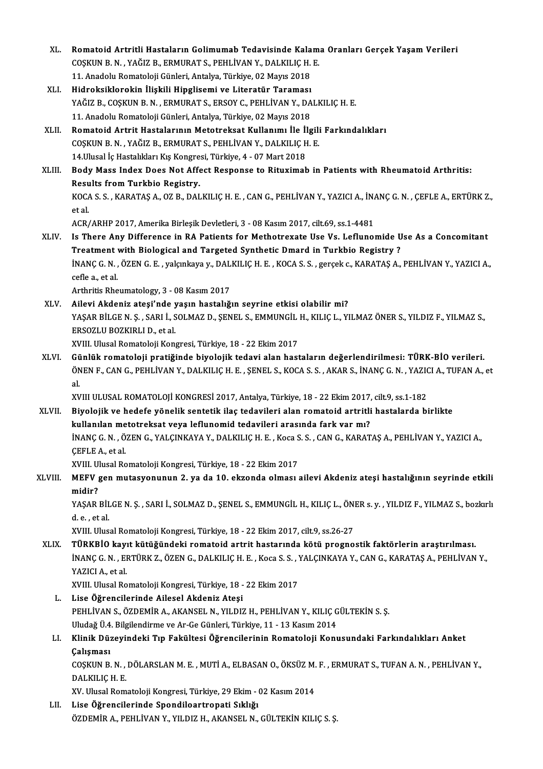XL. **Romatoid Artritli Hastaların Golimumab Tedavisinde Kalama Oranları Gerçek Yaşam Verileri**
COŞKUN B. N. , YAĞIZ B., ERMURAT S., PEHLİVAN Y., DALKILIÇ H. E.
11. Anadolu Romatoloji Günleri, Antalya, Türkiye, 02 Mayıs 2018

XLI. **Hidroksiklorokin İlişkili Hipglisemi ve Literatür Taraması**
YAĞIZ B., COŞKUN B. N. , ERMURAT S., ERSOY C., PEHLİVAN Y., DALKILIÇ H. E.
11. Anadolu Romatoloji Günleri, Antalya, Türkiye, 02 Mayıs 2018

XLII. **Romatoid Artrit Hastalarının Metotreksat Kullanımı İle İlgili Farkındalıkları**
COŞKUN B. N. , YAĞIZ B., ERMURAT S., PEHLİVAN Y., DALKILIÇ H. E.
14.Ulusal İç Hastalıkları Kış Kongresi, Türkiye, 4 - 07 Mart 2018

XLIII. **Body Mass Index Does Not Affect Response to Rituximab in Patients with Rheumatoid Arthritis: Results from Turkbio Registry.**
KOCA S. S. , KARATAŞ A., OZ B., DALKILIÇ H. E. , CAN G., PEHLİVAN Y., YAZICI A., İNANÇ G. N. , ÇEFLE A., ERTÜRK Z., et al.
ACR/ARHP 2017, Amerika Birleşik Devletleri, 3 - 08 Kasım 2017, cilt.69, ss.1-4481

XLIV. **Is There Any Difference in RA Patients for Methotrexate Use Vs. Leflunomide Use As a Concomitant Treatment with Biological and Targeted Synthetic Dmard in Turkbio Registry ?**
İNANÇ G. N. , ÖZEN G. E. , yalçınkaya y., DALKILIÇ H. E. , KOCA S. S. , gerçek c., KARATAŞ A., PEHLİVAN Y., YAZICI A., cefle a., et al.
Arthritis Rheumatology, 3 - 08 Kasım 2017

XLV. **Ailevi Akdeniz ateşi'nde yaşın hastalığın seyrine etkisi olabilir mi?**
YAŞAR BİLGE N. Ş. , SARI İ., SOLMAZ D., ŞENEL S., EMMUNGİL H., KILIÇ L., YILMAZ ÖNER S., YILDIZ F., YILMAZ S., ERSOZLU BOZKIRLI D., et al.
XVIII. Ulusal Romatoloji Kongresi, Türkiye, 18 - 22 Ekim 2017

XLVI. **Günlük romatoloji pratiğinde biyolojik tedavi alan hastaların değerlendirilmesi: TÜRK-BİO verileri.**
ÖNEN F., CAN G., PEHLİVAN Y., DALKILIÇ H. E. , ŞENEL S., KOCA S. S. , AKAR S., İNANÇ G. N. , YAZICI A., TUFAN A., et al.
XVIII ULUSAL ROMATOLOJİ KONGRESİ 2017, Antalya, Türkiye, 18 - 22 Ekim 2017, cilt.9, ss.1-182

XLVII. **Biyolojik ve hedefe yönelik sentetik ilaç tedavileri alan romatoid artritli hastalarda birlikte kullanılan metotreksat veya leflunomid tedavileri arasında fark var mı?**
İNANÇ G. N. , ÖZEN G., YALÇINKAYA Y., DALKILIÇ H. E. , Koca S. S. , CAN G., KARATAŞ A., PEHLİVAN Y., YAZICI A., ÇEFLE A., et al.
XVIII. Ulusal Romatoloji Kongresi, Türkiye, 18 - 22 Ekim 2017

XLVIII. **MEFV gen mutasyonunun 2. ya da 10. ekzonda olması ailevi Akdeniz ateşi hastalığının seyrinde etkili midir?**
YAŞAR BİLGE N. Ş. , SARI İ., SOLMAZ D., ŞENEL S., EMMUNGİL H., KILIÇ L., ÖNER s. y. , YILDIZ F., YILMAZ S., bozkırlı d. e. , et al.
XVIII. Ulusal Romatoloji Kongresi, Türkiye, 18 - 22 Ekim 2017, cilt.9, ss.26-27

XLIX. **TÜRKBİO kayıt kütüğündeki romatoid artrit hastarında kötü prognostik faktörlerin araştırılması.**
İNANÇ G. N. , ERTÜRK Z., ÖZEN G., DALKILIÇ H. E. , Koca S. S. , YALÇINKAYA Y., CAN G., KARATAŞ A., PEHLİVAN Y., YAZICI A., et al.
XVIII. Ulusal Romatoloji Kongresi, Türkiye, 18 - 22 Ekim 2017

L. **Lise Öğrencilerinde Ailesel Akdeniz Ateşi**
PEHLİVAN S., ÖZDEMİR A., AKANSEL N., YILDIZ H., PEHLİVAN Y., KILIÇ GÜLTEKİN S. Ş.
Uludağ Ü.4. Bilgilendirme ve Ar-Ge Günleri, Türkiye, 11 - 13 Kasım 2014

LI. **Klinik Düzeyindeki Tıp Fakültesi Öğrencilerinin Romatoloji Konusundaki Farkındalıkları Anket Çalışması**
COŞKUN B. N. , DÖLARSLAN M. E. , MUTİ A., ELBASAN O., ÖKSÜZ M. F. , ERMURAT S., TUFAN A. N. , PEHLİVAN Y., DALKILIÇ H. E.
XV. Ulusal Romatoloji Kongresi, Türkiye, 29 Ekim - 02 Kasım 2014

LII. **Lise Öğrencilerinde Spondiloartropati Sıklığı**
ÖZDEMİR A., PEHLİVAN Y., YILDIZ H., AKANSEL N., GÜLTEKİN KILIÇ S. Ş.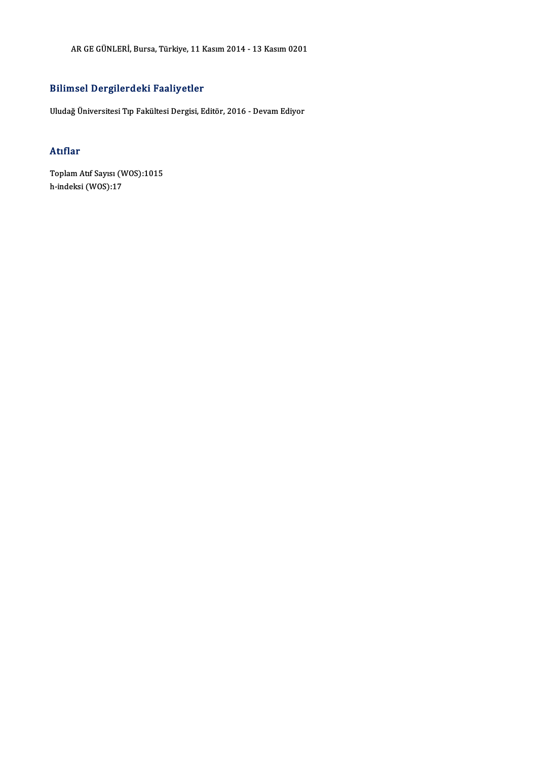AR GE GÜNLERİ, Bursa, Türkiye, 11 Kasım 2014 - 13 Kasım 0201

## Bilimsel Dergilerdeki Faaliyetler

Uludağ Üniversitesi Tıp Fakültesi Dergisi, Editör, 2016 - Devam Ediyor

## Atıflar

Toplam Atıf Sayısı (WOS):1015
h-indeksi (WOS):17